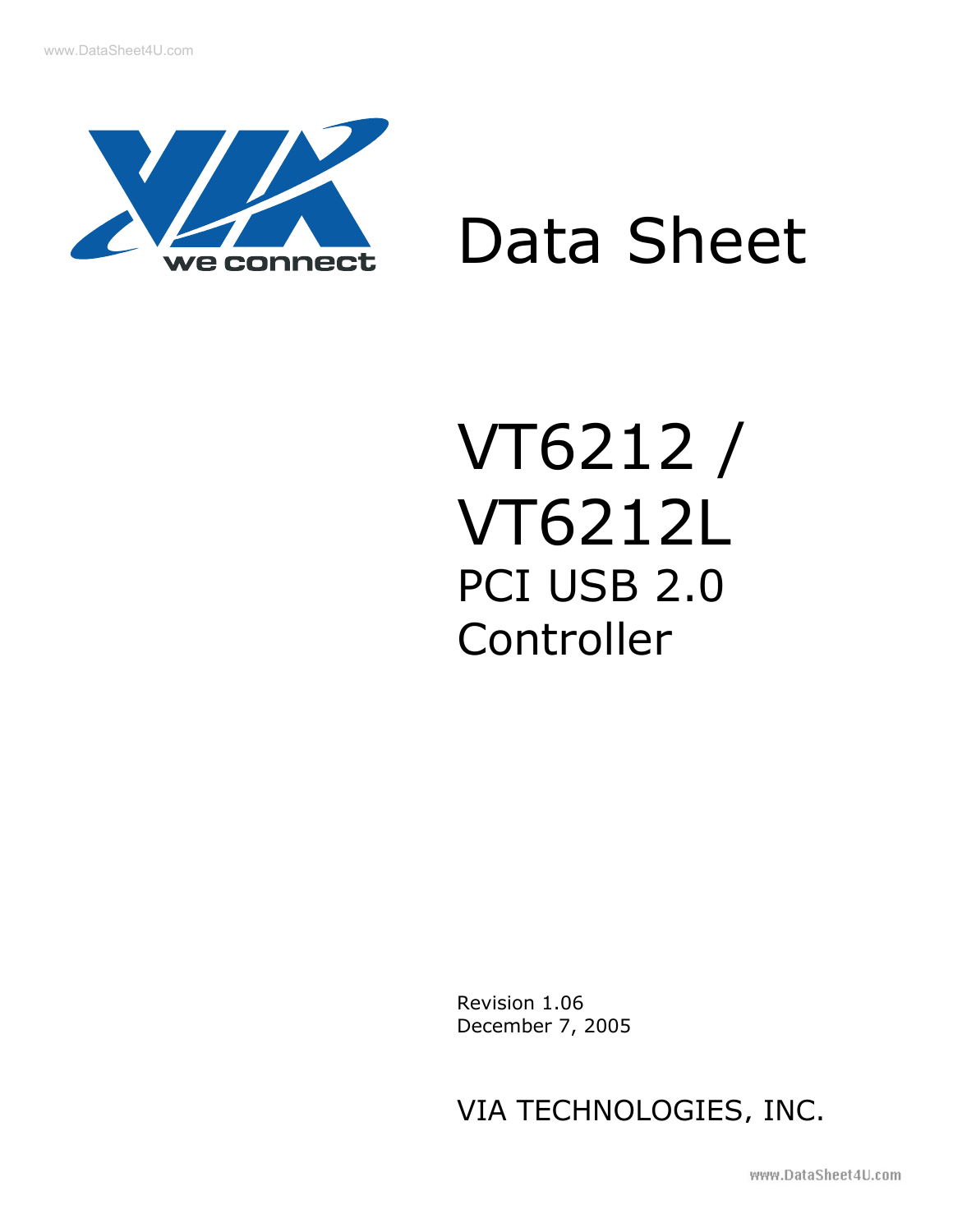# Data Sheet

# VT6212 / VT6212L

## PCI USB 2.0 Controller

Revision 1.06
December 7, 2005

VIA TECHNOLOGIES, INC.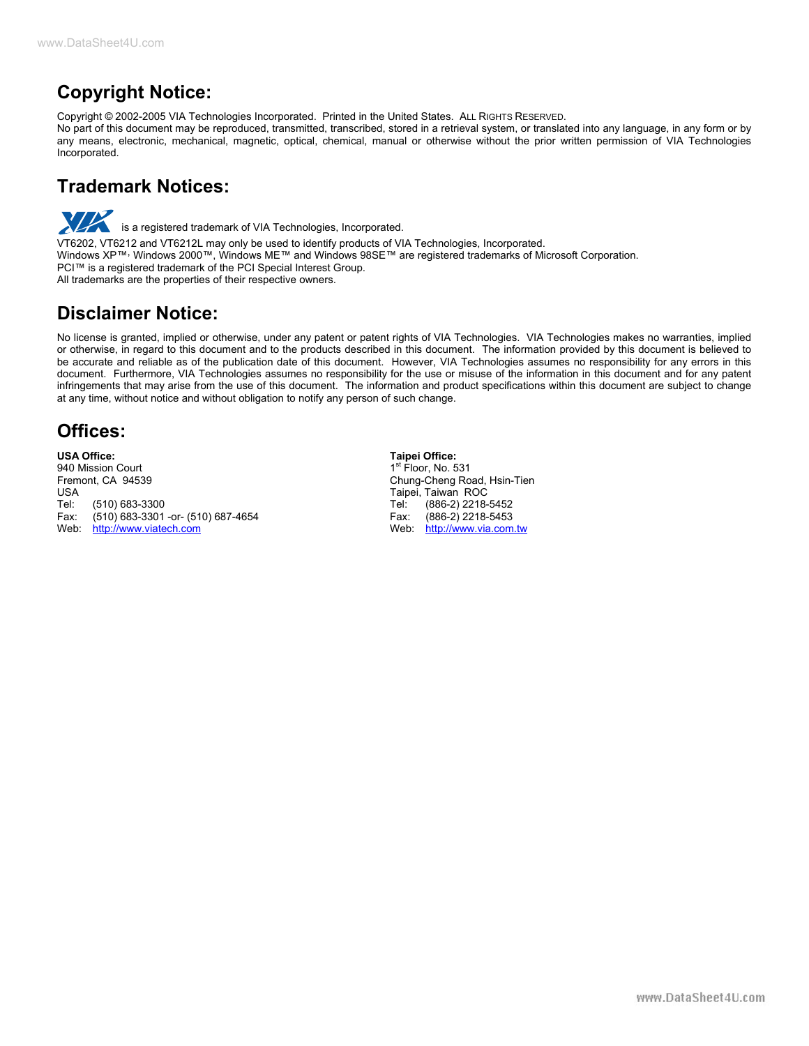## Copyright Notice:

Copyright © 2002-2005 VIA Technologies Incorporated. Printed in the United States. ALL RIGHTS RESERVED.
No part of this document may be reproduced, transmitted, transcribed, stored in a retrieval system, or translated into any language, in any form or by any means, electronic, mechanical, magnetic, optical, chemical, manual or otherwise without the prior written permission of VIA Technologies Incorporated.

## Trademark Notices:

VIA is a registered trademark of VIA Technologies, Incorporated.
VT6202, VT6212 and VT6212L may only be used to identify products of VIA Technologies, Incorporated.
Windows XP™, Windows 2000™, Windows ME™ and Windows 98SE™ are registered trademarks of Microsoft Corporation.
PCI™ is a registered trademark of the PCI Special Interest Group.
All trademarks are the properties of their respective owners.

## Disclaimer Notice:

No license is granted, implied or otherwise, under any patent or patent rights of VIA Technologies. VIA Technologies makes no warranties, implied or otherwise, in regard to this document and to the products described in this document. The information provided by this document is believed to be accurate and reliable as of the publication date of this document. However, VIA Technologies assumes no responsibility for any errors in this document. Furthermore, VIA Technologies assumes no responsibility for the use or misuse of the information in this document and for any patent infringements that may arise from the use of this document. The information and product specifications within this document are subject to change at any time, without notice and without obligation to notify any person of such change.

## Offices:

**USA Office:**
940 Mission Court
Fremont, CA 94539
USA
Tel: (510) 683-3300
Fax: (510) 683-3301 -or- (510) 687-4654
Web: http://www.viatech.com

**Taipei Office:**
1st Floor, No. 531
Chung-Cheng Road, Hsin-Tien
Taipei, Taiwan ROC
Tel: (886-2) 2218-5452
Fax: (886-2) 2218-5453
Web: http://www.via.com.tw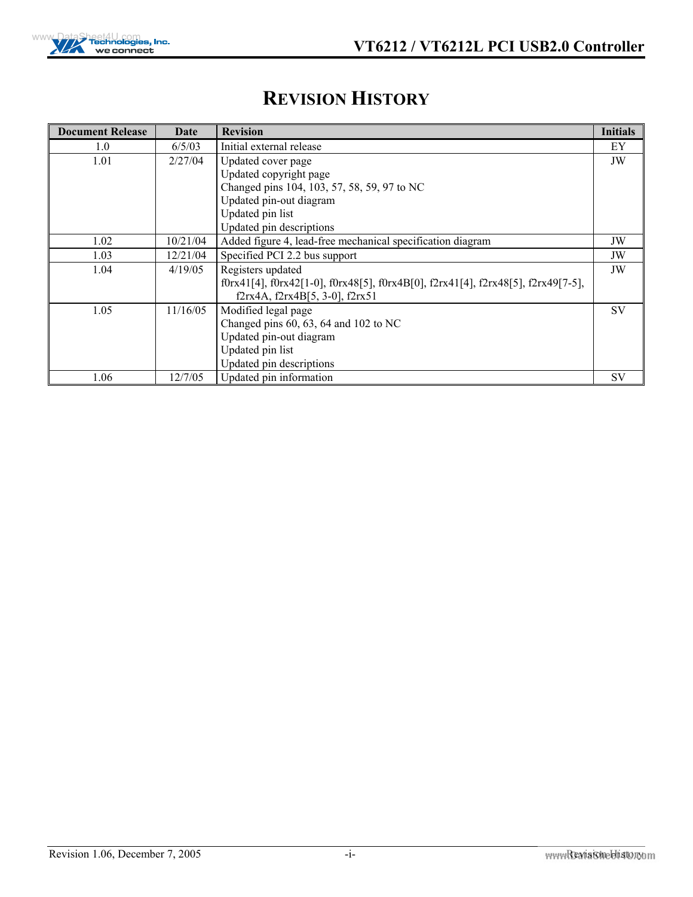# REVISION HISTORY

| Document Release | Date | Revision | Initials |
|---|---|---|---|
| 1.0 | 6/5/03 | Initial external release | EY |
| 1.01 | 2/27/04 | Updated cover page<br>Updated copyright page<br>Changed pins 104, 103, 57, 58, 59, 97 to NC<br>Updated pin-out diagram<br>Updated pin list<br>Updated pin descriptions | JW |
| 1.02 | 10/21/04 | Added figure 4, lead-free mechanical specification diagram | JW |
| 1.03 | 12/21/04 | Specified PCI 2.2 bus support | JW |
| 1.04 | 4/19/05 | Registers updated<br>f0rx41[4], f0rx42[1-0], f0rx48[5], f0rx4B[0], f2rx41[4], f2rx48[5], f2rx49[7-5], f2rx4A, f2rx4B[5, 3-0], f2rx51 | JW |
| 1.05 | 11/16/05 | Modified legal page<br>Changed pins 60, 63, 64 and 102 to NC<br>Updated pin-out diagram<br>Updated pin list<br>Updated pin descriptions | SV |
| 1.06 | 12/7/05 | Updated pin information | SV |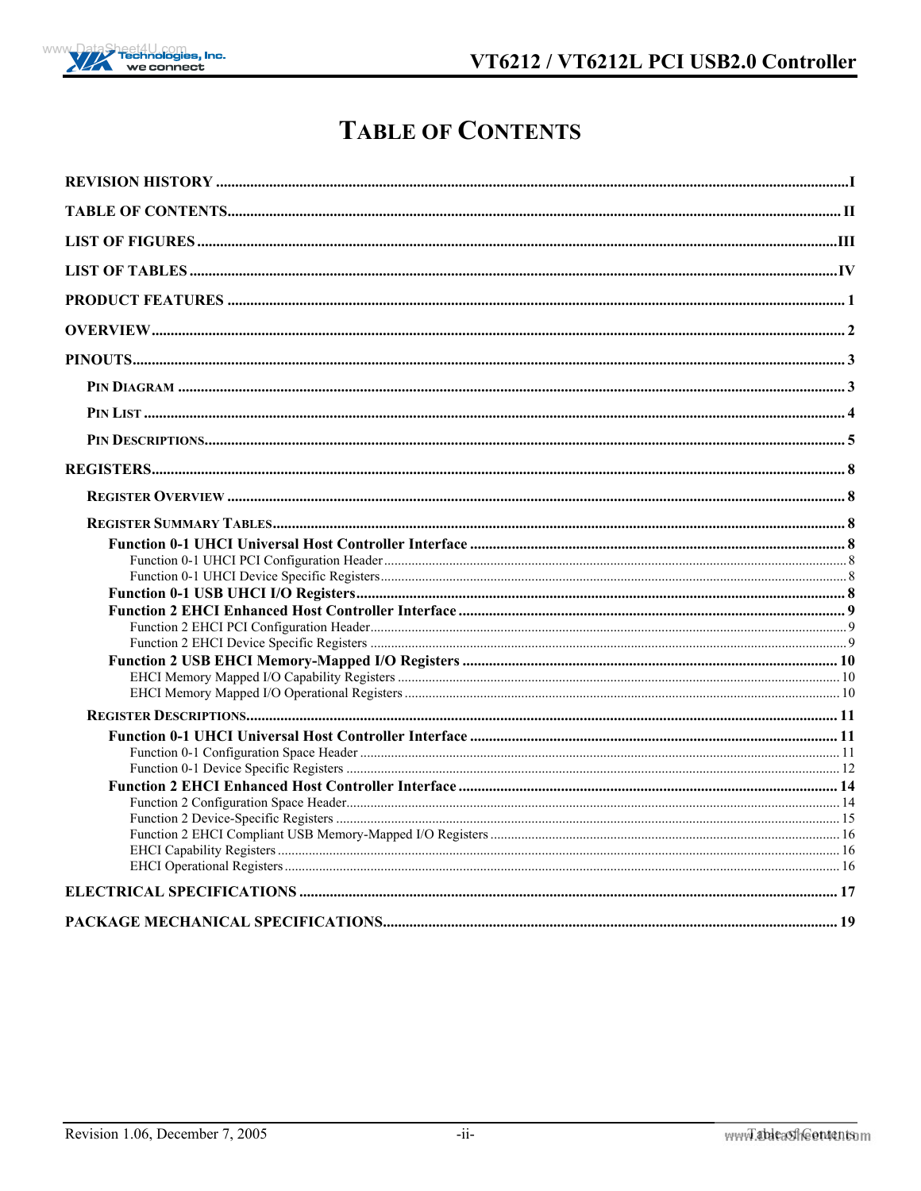# TABLE OF CONTENTS

- REVISION HISTORY ........ I
- TABLE OF CONTENTS ........ II
- LIST OF FIGURES ........ III
- LIST OF TABLES ........ IV
- PRODUCT FEATURES ........ 1
- OVERVIEW ........ 2
- PINOUTS ........ 3
  - PIN DIAGRAM ........ 3
  - PIN LIST ........ 4
  - PIN DESCRIPTIONS ........ 5
- REGISTERS ........ 8
  - REGISTER OVERVIEW ........ 8
  - REGISTER SUMMARY TABLES ........ 8
    - **Function 0-1 UHCI Universal Host Controller Interface** ........ 8
      - Function 0-1 UHCI PCI Configuration Header ........ 8
      - Function 0-1 UHCI Device Specific Registers ........ 8
    - **Function 0-1 USB UHCI I/O Registers** ........ 8
    - **Function 2 EHCI Enhanced Host Controller Interface** ........ 9
      - Function 2 EHCI PCI Configuration Header ........ 9
      - Function 2 EHCI Device Specific Registers ........ 9
    - **Function 2 USB EHCI Memory-Mapped I/O Registers** ........ 10
      - EHCI Memory Mapped I/O Capability Registers ........ 10
      - EHCI Memory Mapped I/O Operational Registers ........ 10
  - REGISTER DESCRIPTIONS ........ 11
    - **Function 0-1 UHCI Universal Host Controller Interface** ........ 11
      - Function 0-1 Configuration Space Header ........ 11
      - Function 0-1 Device Specific Registers ........ 12
    - **Function 2 EHCI Enhanced Host Controller Interface** ........ 14
      - Function 2 Configuration Space Header ........ 14
      - Function 2 Device-Specific Registers ........ 15
      - Function 2 EHCI Compliant USB Memory-Mapped I/O Registers ........ 16
      - EHCI Capability Registers ........ 16
      - EHCI Operational Registers ........ 16
- ELECTRICAL SPECIFICATIONS ........ 17
- PACKAGE MECHANICAL SPECIFICATIONS ........ 19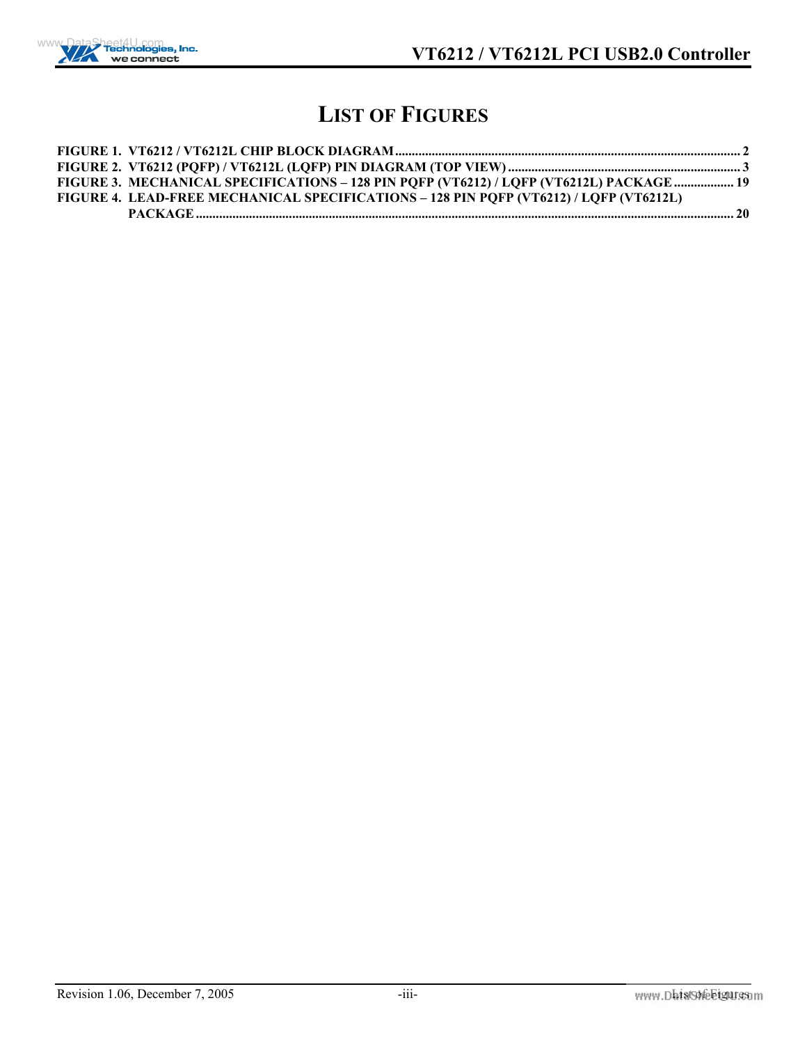# LIST OF FIGURES

**FIGURE 1. VT6212 / VT6212L CHIP BLOCK DIAGRAM ........................................................ 2**
**FIGURE 2. VT6212 (PQFP) / VT6212L (LQFP) PIN DIAGRAM (TOP VIEW) ........................................................ 3**
**FIGURE 3. MECHANICAL SPECIFICATIONS – 128 PIN PQFP (VT6212) / LQFP (VT6212L) PACKAGE .................. 19**
**FIGURE 4. LEAD-FREE MECHANICAL SPECIFICATIONS – 128 PIN PQFP (VT6212) / LQFP (VT6212L) PACKAGE ........................................................ 20**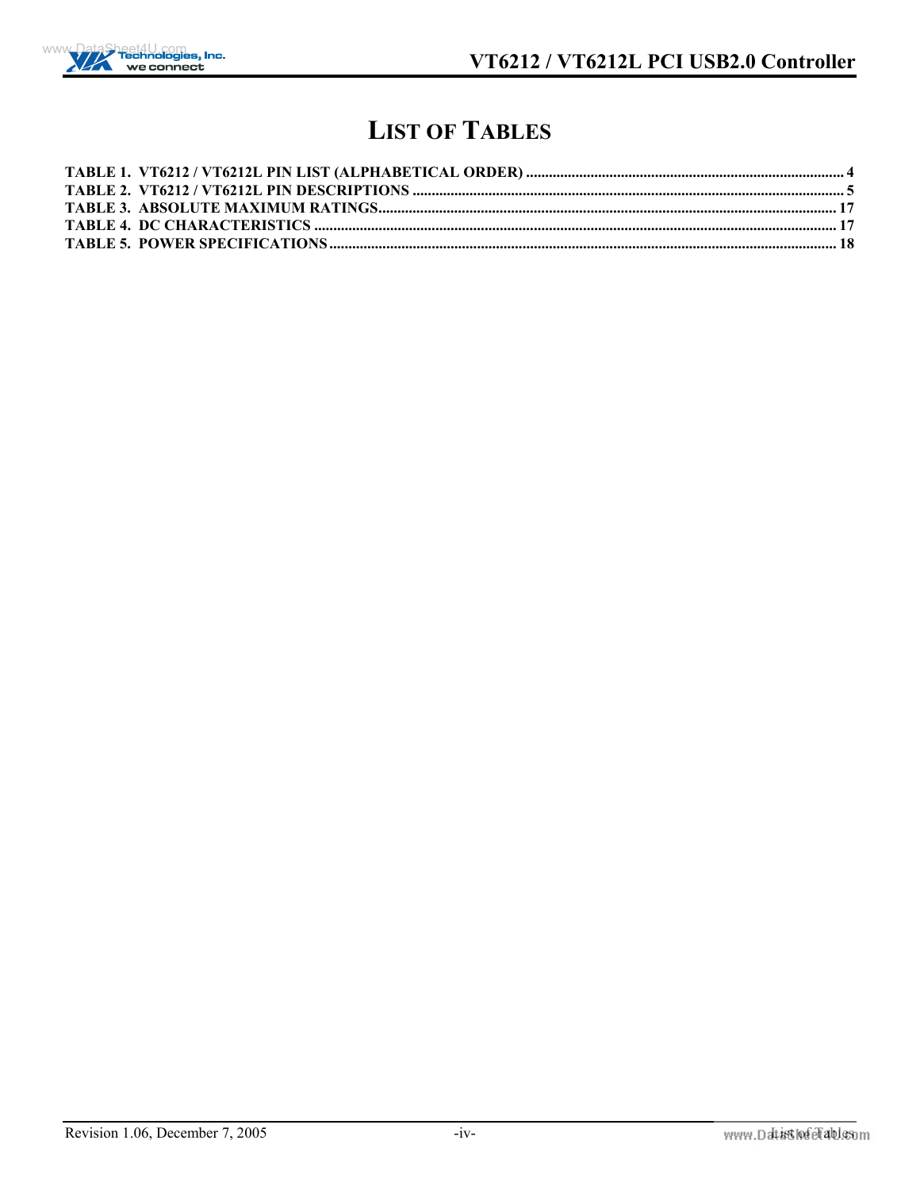# LIST OF TABLES

TABLE 1. VT6212 / VT6212L PIN LIST (ALPHABETICAL ORDER) .................................................................................... 4
TABLE 2. VT6212 / VT6212L PIN DESCRIPTIONS ................................................................................................................. 5
TABLE 3. ABSOLUTE MAXIMUM RATINGS......................................................................................................................... 17
TABLE 4. DC CHARACTERISTICS ......................................................................................................................................... 17
TABLE 5. POWER SPECIFICATIONS..................................................................................................................................... 18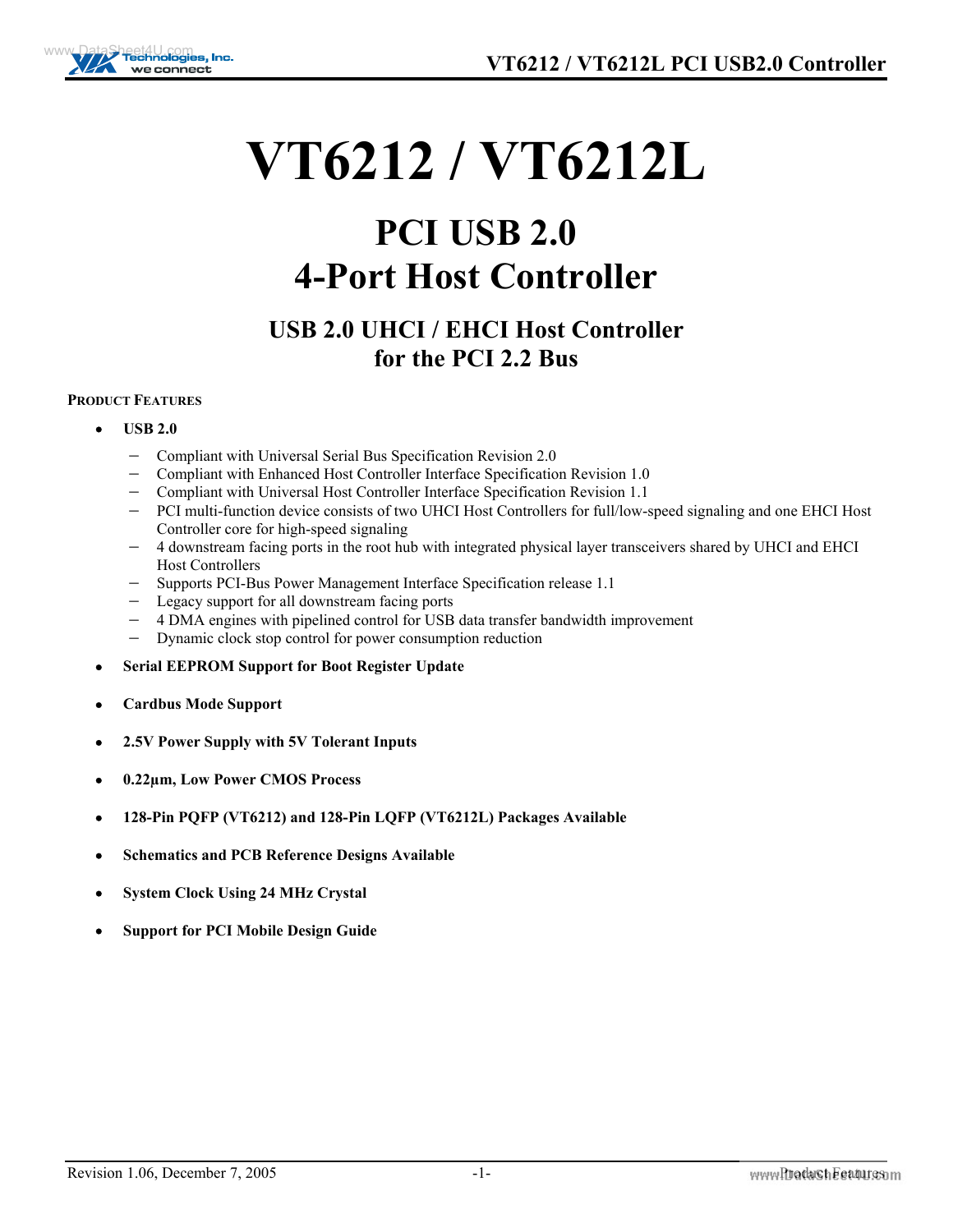# VT6212 / VT6212L

## PCI USB 2.0
## 4-Port Host Controller

### USB 2.0 UHCI / EHCI Host Controller for the PCI 2.2 Bus

**PRODUCT FEATURES**

- **USB 2.0**
  - Compliant with Universal Serial Bus Specification Revision 2.0
  - Compliant with Enhanced Host Controller Interface Specification Revision 1.0
  - Compliant with Universal Host Controller Interface Specification Revision 1.1
  - PCI multi-function device consists of two UHCI Host Controllers for full/low-speed signaling and one EHCI Host Controller core for high-speed signaling
  - 4 downstream facing ports in the root hub with integrated physical layer transceivers shared by UHCI and EHCI Host Controllers
  - Supports PCI-Bus Power Management Interface Specification release 1.1
  - Legacy support for all downstream facing ports
  - 4 DMA engines with pipelined control for USB data transfer bandwidth improvement
  - Dynamic clock stop control for power consumption reduction
- **Serial EEPROM Support for Boot Register Update**
- **Cardbus Mode Support**
- **2.5V Power Supply with 5V Tolerant Inputs**
- **0.22µm, Low Power CMOS Process**
- **128-Pin PQFP (VT6212) and 128-Pin LQFP (VT6212L) Packages Available**
- **Schematics and PCB Reference Designs Available**
- **System Clock Using 24 MHz Crystal**
- **Support for PCI Mobile Design Guide**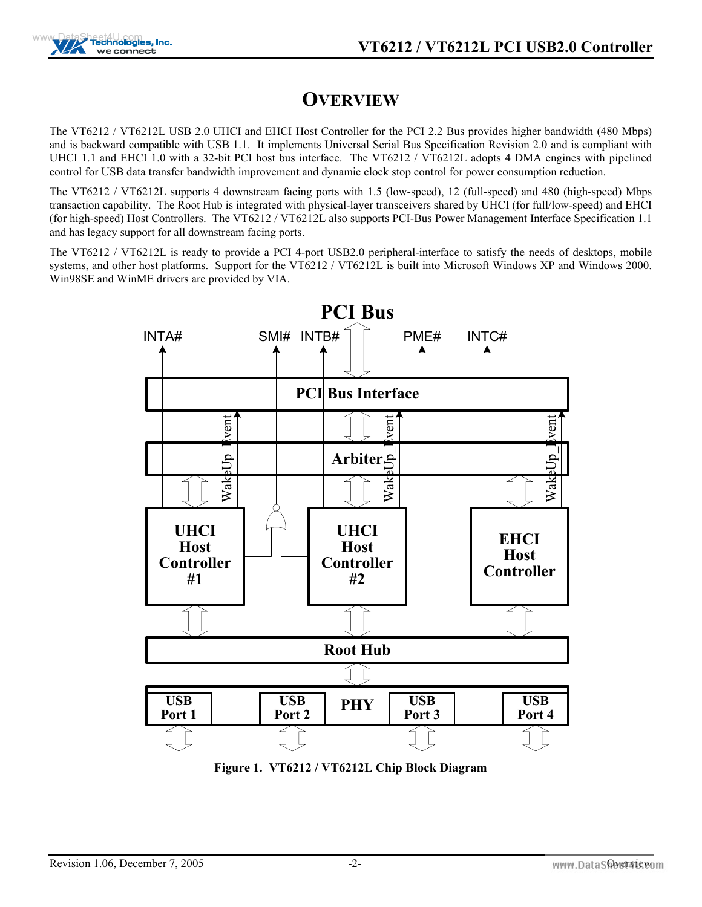# OVERVIEW

The VT6212 / VT6212L USB 2.0 UHCI and EHCI Host Controller for the PCI 2.2 Bus provides higher bandwidth (480 Mbps) and is backward compatible with USB 1.1. It implements Universal Serial Bus Specification Revision 2.0 and is compliant with UHCI 1.1 and EHCI 1.0 with a 32-bit PCI host bus interface. The VT6212 / VT6212L adopts 4 DMA engines with pipelined control for USB data transfer bandwidth improvement and dynamic clock stop control for power consumption reduction.

The VT6212 / VT6212L supports 4 downstream facing ports with 1.5 (low-speed), 12 (full-speed) and 480 (high-speed) Mbps transaction capability. The Root Hub is integrated with physical-layer transceivers shared by UHCI (for full/low-speed) and EHCI (for high-speed) Host Controllers. The VT6212 / VT6212L also supports PCI-Bus Power Management Interface Specification 1.1 and has legacy support for all downstream facing ports.

The VT6212 / VT6212L is ready to provide a PCI 4-port USB2.0 peripheral-interface to satisfy the needs of desktops, mobile systems, and other host platforms. Support for the VT6212 / VT6212L is built into Microsoft Windows XP and Windows 2000. Win98SE and WinME drivers are provided by VIA.

**Figure 1. VT6212 / VT6212L Chip Block Diagram**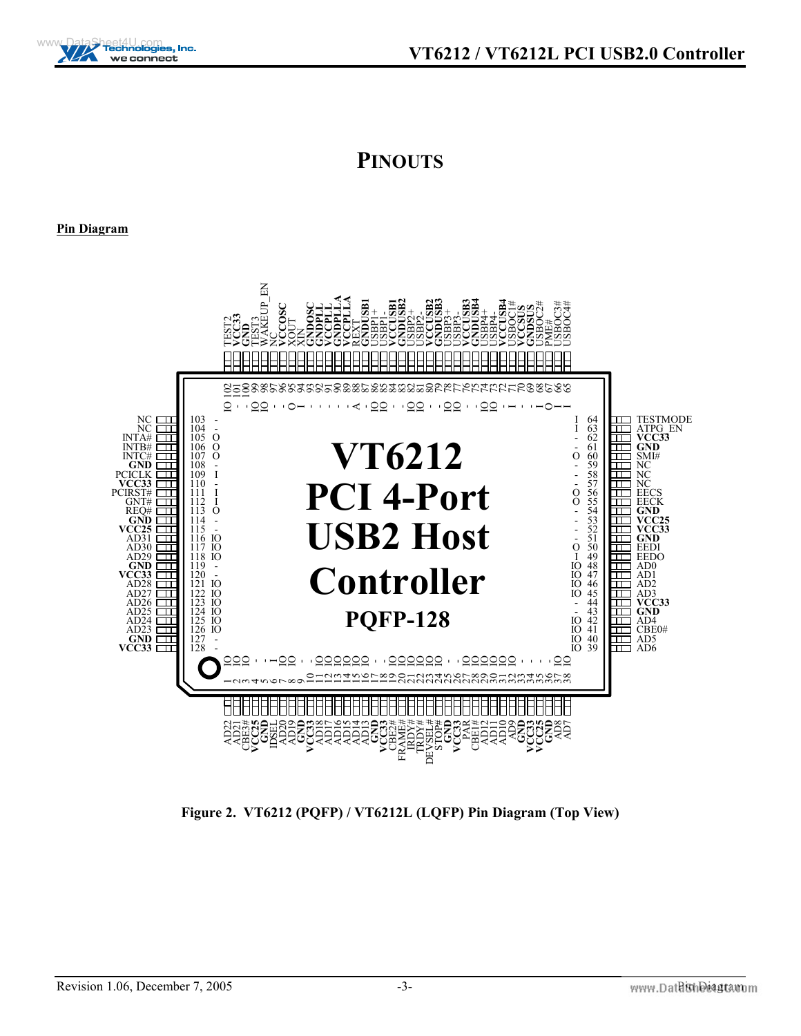# PINOUTS

## Pin Diagram

VT6212
PCI 4-Port
USB2 Host
Controller
PQFP-128

| Pin | Type | Signal |
| --- | --- | --- |
| 1 | IO | AD22 |
| 2 | IO | AD21 |
| 3 | IO | CBE3# |
| 4 | - | **VCC25** |
| 5 | - | **GND** |
| 6 | I | IDSEL |
| 7 | IO | AD20 |
| 8 | IO | AD19 |
| 9 | - | **GND** |
| 10 | - | **VCC33** |
| 11 | IO | AD18 |
| 12 | IO | AD17 |
| 13 | IO | AD16 |
| 14 | IO | AD15 |
| 15 | IO | AD14 |
| 16 | IO | AD13 |
| 17 | - | **GND** |
| 18 | - | **VCC33** |
| 19 | IO | CBE2# |
| 20 | IO | FRAME# |
| 21 | IO | IRDY# |
| 22 | IO | TRDY# |
| 23 | IO | DEVSEL# |
| 24 | IO | STOP# |
| 25 | - | **GND** |
| 26 | - | **VCC33** |
| 27 | IO | PAR |
| 28 | IO | CBE1# |
| 29 | IO | AD12 |
| 30 | IO | AD11 |
| 31 | IO | AD10 |
| 32 | IO | AD9 |
| 33 | - | **GND** |
| 34 | - | **VCC33** |
| 35 | - | **VCC25** |
| 36 | - | **GND** |
| 37 | IO | AD8 |
| 38 | IO | AD7 |
| 39 | IO | AD6 |
| 40 | IO | AD5 |
| 41 | IO | CBE0# |
| 42 | IO | AD4 |
| 43 | - | **GND** |
| 44 | - | **VCC33** |
| 45 | IO | AD3 |
| 46 | IO | AD2 |
| 47 | IO | AD1 |
| 48 | IO | AD0 |
| 49 | I | EEDO |
| 50 | O | EEDI |
| 51 | - | **GND** |
| 52 | - | **VCC33** |
| 53 | - | **VCC25** |
| 54 | - | **GND** |
| 55 | O | EECK |
| 56 | O | EECS |
| 57 | - | NC |
| 58 | - | NC |
| 59 | - | NC |
| 60 | O | SMI# |
| 61 | - | **GND** |
| 62 | - | **VCC33** |
| 63 | I | ATPG_EN |
| 64 | I | TESTMODE |
| 65 | I | USBOC4# |
| 66 | I | USBOC3# |
| 67 | O | PME# |
| 68 | I | USBOC2# |
| 69 | - | **GNDSUS** |
| 70 | - | **VCCSUS** |
| 71 | I | USBOC1# |
| 72 | - | **VCCUSB4** |
| 73 | IO | USBP4- |
| 74 | IO | USBP4+ |
| 75 | - | **GNDUSB4** |
| 76 | - | **VCCUSB3** |
| 77 | IO | USBP3- |
| 78 | IO | USBP3+ |
| 79 | - | **GNDUSB3** |
| 80 | - | **VCCUSB2** |
| 81 | IO | USBP2- |
| 82 | IO | USBP2+ |
| 83 | - | **GNDUSB2** |
| 84 | - | **VCCUSB1** |
| 85 | IO | USBP1- |
| 86 | IO | USBP1+ |
| 87 | - | **GNDUSB1** |
| 88 | A | REXT |
| 89 | - | **VCCPLLA** |
| 90 | - | **GNDPLLA** |
| 91 | - | **VCCPLL** |
| 92 | - | **GNDPLL** |
| 93 | - | **GNDOSC** |
| 94 | I | XIN |
| 95 | O | XOUT |
| 96 | - | **VCCOSC** |
| 97 | - | NC |
| 98 | IO | WAKEUP_EN |
| 99 | IO | TEST3 |
| 100 | - | **GND** |
| 101 | - | **VCC33** |
| 102 | IO | TEST2 |
| 103 | - | NC |
| 104 | - | NC |
| 105 | O | INTA# |
| 106 | O | INTB# |
| 107 | O | INTC# |
| 108 | - | **GND** |
| 109 | I | PCICLK |
| 110 | - | **VCC33** |
| 111 | I | PCIRST# |
| 112 | I | GNT# |
| 113 | O | REQ# |
| 114 | - | **GND** |
| 115 | - | **VCC25** |
| 116 | IO | AD31 |
| 117 | IO | AD30 |
| 118 | IO | AD29 |
| 119 | - | **GND** |
| 120 | - | **VCC33** |
| 121 | IO | AD28 |
| 122 | IO | AD27 |
| 123 | IO | AD26 |
| 124 | IO | AD25 |
| 125 | IO | AD24 |
| 126 | IO | AD23 |
| 127 | - | **GND** |
| 128 | - | **VCC33** |

**Figure 2. VT6212 (PQFP) / VT6212L (LQFP) Pin Diagram (Top View)**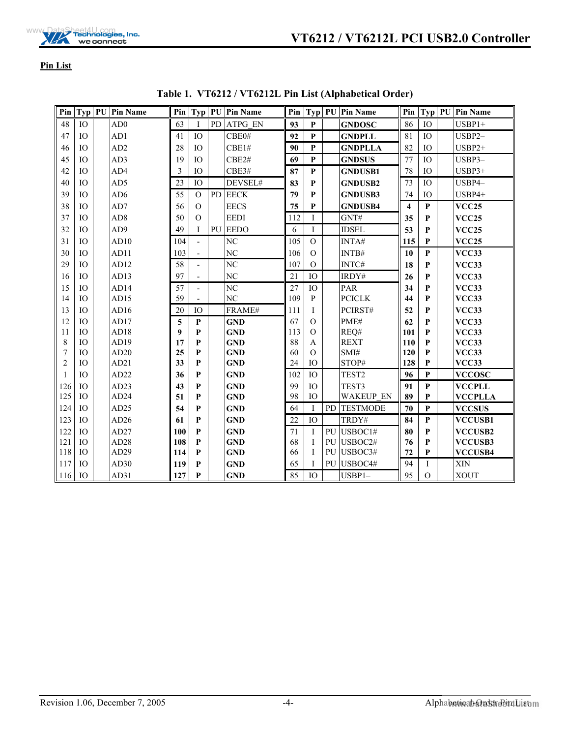## Pin List

**Table 1. VT6212 / VT6212L Pin List (Alphabetical Order)**

| Pin | Typ | PU | Pin Name | Pin | Typ | PU | Pin Name | Pin | Typ | PU | Pin Name | Pin | Typ | PU | Pin Name |
|---|---|---|---|---|---|---|---|---|---|---|---|---|---|---|---|
| 48 | IO | | AD0 | 63 | I | PD | ATPG_EN | **93** | **P** | | **GNDOSC** | 86 | IO | | USBP1+ |
| 47 | IO | | AD1 | 41 | IO | | CBE0# | **92** | **P** | | **GNDPLL** | 81 | IO | | USBP2– |
| 46 | IO | | AD2 | 28 | IO | | CBE1# | **90** | **P** | | **GNDPLLA** | 82 | IO | | USBP2+ |
| 45 | IO | | AD3 | 19 | IO | | CBE2# | **69** | **P** | | **GNDSUS** | 77 | IO | | USBP3– |
| 42 | IO | | AD4 | 3 | IO | | CBE3# | **87** | **P** | | **GNDUSB1** | 78 | IO | | USBP3+ |
| 40 | IO | | AD5 | 23 | IO | | DEVSEL# | **83** | **P** | | **GNDUSB2** | 73 | IO | | USBP4– |
| 39 | IO | | AD6 | 55 | O | PD | EECK | **79** | **P** | | **GNDUSB3** | 74 | IO | | USBP4+ |
| 38 | IO | | AD7 | 56 | O | | EECS | **75** | **P** | | **GNDUSB4** | **4** | **P** | | **VCC25** |
| 37 | IO | | AD8 | 50 | O | | EEDI | 112 | I | | GNT# | **35** | **P** | | **VCC25** |
| 32 | IO | | AD9 | 49 | I | PU | EEDO | 6 | I | | IDSEL | **53** | **P** | | **VCC25** |
| 31 | IO | | AD10 | 104 | - | | NC | 105 | O | | INTA# | **115** | **P** | | **VCC25** |
| 30 | IO | | AD11 | 103 | - | | NC | 106 | O | | INTB# | **10** | **P** | | **VCC33** |
| 29 | IO | | AD12 | 58 | - | | NC | 107 | O | | INTC# | **18** | **P** | | **VCC33** |
| 16 | IO | | AD13 | 97 | - | | NC | 21 | IO | | IRDY# | **26** | **P** | | **VCC33** |
| 15 | IO | | AD14 | 57 | - | | NC | 27 | IO | | PAR | **34** | **P** | | **VCC33** |
| 14 | IO | | AD15 | 59 | - | | NC | 109 | P | | PCICLK | **44** | **P** | | **VCC33** |
| 13 | IO | | AD16 | 20 | IO | | FRAME# | 111 | I | | PCIRST# | **52** | **P** | | **VCC33** |
| 12 | IO | | AD17 | **5** | **P** | | **GND** | 67 | O | | PME# | **62** | **P** | | **VCC33** |
| 11 | IO | | AD18 | **9** | **P** | | **GND** | 113 | O | | REQ# | **101** | **P** | | **VCC33** |
| 8 | IO | | AD19 | **17** | **P** | | **GND** | 88 | A | | REXT | **110** | **P** | | **VCC33** |
| 7 | IO | | AD20 | **25** | **P** | | **GND** | 60 | O | | SMI# | **120** | **P** | | **VCC33** |
| 2 | IO | | AD21 | **33** | **P** | | **GND** | 24 | IO | | STOP# | **128** | **P** | | **VCC33** |
| 1 | IO | | AD22 | **36** | **P** | | **GND** | 102 | IO | | TEST2 | **96** | **P** | | **VCCOSC** |
| 126 | IO | | AD23 | **43** | **P** | | **GND** | 99 | IO | | TEST3 | **91** | **P** | | **VCCPLL** |
| 125 | IO | | AD24 | **51** | **P** | | **GND** | 98 | IO | | WAKEUP_EN | **89** | **P** | | **VCCPLLA** |
| 124 | IO | | AD25 | **54** | **P** | | **GND** | 64 | I | PD | TESTMODE | **70** | **P** | | **VCCSUS** |
| 123 | IO | | AD26 | **61** | **P** | | **GND** | 22 | IO | | TRDY# | **84** | **P** | | **VCCUSB1** |
| 122 | IO | | AD27 | **100** | **P** | | **GND** | 71 | I | PU | USBOC1# | **80** | **P** | | **VCCUSB2** |
| 121 | IO | | AD28 | **108** | **P** | | **GND** | 68 | I | PU | USBOC2# | **76** | **P** | | **VCCUSB3** |
| 118 | IO | | AD29 | **114** | **P** | | **GND** | 66 | I | PU | USBOC3# | **72** | **P** | | **VCCUSB4** |
| 117 | IO | | AD30 | **119** | **P** | | **GND** | 65 | I | PU | USBOC4# | 94 | I | | XIN |
| 116 | IO | | AD31 | **127** | **P** | | **GND** | 85 | IO | | USBP1– | 95 | O | | XOUT |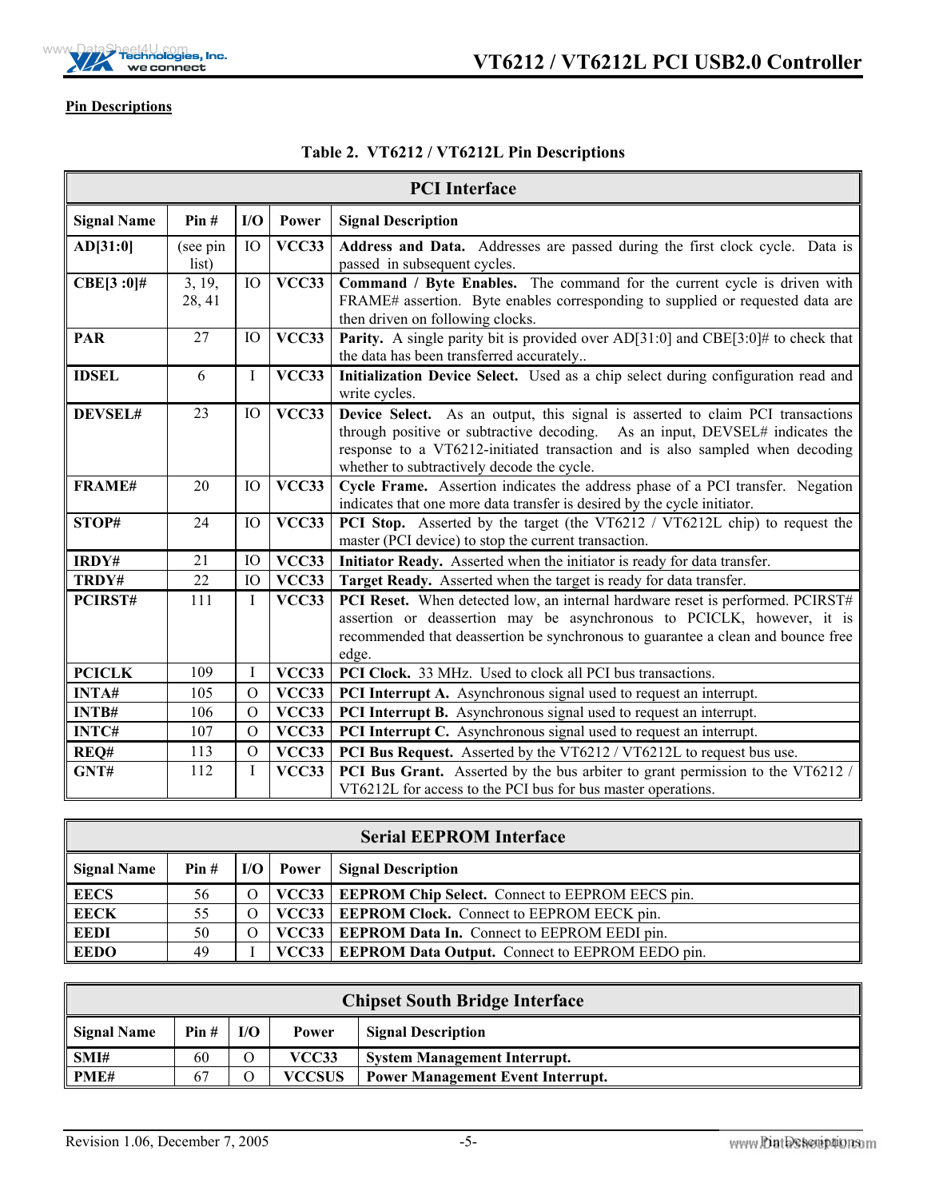**Pin Descriptions**

**Table 2. VT6212 / VT6212L Pin Descriptions**

| PCI Interface | | | | |
|---|---|---|---|---|
| **Signal Name** | **Pin #** | **I/O** | **Power** | **Signal Description** |
| **AD[31:0]** | (see pin list) | IO | **VCC33** | **Address and Data.** Addresses are passed during the first clock cycle. Data is passed in subsequent cycles. |
| **CBE[3 :0]#** | 3, 19, 28, 41 | IO | **VCC33** | **Command / Byte Enables.** The command for the current cycle is driven with FRAME# assertion. Byte enables corresponding to supplied or requested data are then driven on following clocks. |
| **PAR** | 27 | IO | **VCC33** | **Parity.** A single parity bit is provided over AD[31:0] and CBE[3:0]# to check that the data has been transferred accurately.. |
| **IDSEL** | 6 | I | **VCC33** | **Initialization Device Select.** Used as a chip select during configuration read and write cycles. |
| **DEVSEL#** | 23 | IO | **VCC33** | **Device Select.** As an output, this signal is asserted to claim PCI transactions through positive or subtractive decoding. As an input, DEVSEL# indicates the response to a VT6212-initiated transaction and is also sampled when decoding whether to subtractively decode the cycle. |
| **FRAME#** | 20 | IO | **VCC33** | **Cycle Frame.** Assertion indicates the address phase of a PCI transfer. Negation indicates that one more data transfer is desired by the cycle initiator. |
| **STOP#** | 24 | IO | **VCC33** | **PCI Stop.** Asserted by the target (the VT6212 / VT6212L chip) to request the master (PCI device) to stop the current transaction. |
| **IRDY#** | 21 | IO | **VCC33** | **Initiator Ready.** Asserted when the initiator is ready for data transfer. |
| **TRDY#** | 22 | IO | **VCC33** | **Target Ready.** Asserted when the target is ready for data transfer. |
| **PCIRST#** | 111 | I | **VCC33** | **PCI Reset.** When detected low, an internal hardware reset is performed. PCIRST# assertion or deassertion may be asynchronous to PCICLK, however, it is recommended that deassertion be synchronous to guarantee a clean and bounce free edge. |
| **PCICLK** | 109 | I | **VCC33** | **PCI Clock.** 33 MHz. Used to clock all PCI bus transactions. |
| **INTA#** | 105 | O | **VCC33** | **PCI Interrupt A.** Asynchronous signal used to request an interrupt. |
| **INTB#** | 106 | O | **VCC33** | **PCI Interrupt B.** Asynchronous signal used to request an interrupt. |
| **INTC#** | 107 | O | **VCC33** | **PCI Interrupt C.** Asynchronous signal used to request an interrupt. |
| **REQ#** | 113 | O | **VCC33** | **PCI Bus Request.** Asserted by the VT6212 / VT6212L to request bus use. |
| **GNT#** | 112 | I | **VCC33** | **PCI Bus Grant.** Asserted by the bus arbiter to grant permission to the VT6212 / VT6212L for access to the PCI bus for bus master operations. |

| Serial EEPROM Interface | | | | |
|---|---|---|---|---|
| **Signal Name** | **Pin #** | **I/O** | **Power** | **Signal Description** |
| **EECS** | 56 | O | **VCC33** | **EEPROM Chip Select.** Connect to EEPROM EECS pin. |
| **EECK** | 55 | O | **VCC33** | **EEPROM Clock.** Connect to EEPROM EECK pin. |
| **EEDI** | 50 | O | **VCC33** | **EEPROM Data In.** Connect to EEPROM EEDI pin. |
| **EEDO** | 49 | I | **VCC33** | **EEPROM Data Output.** Connect to EEPROM EEDO pin. |

| Chipset South Bridge Interface | | | | |
|---|---|---|---|---|
| **Signal Name** | **Pin #** | **I/O** | **Power** | **Signal Description** |
| **SMI#** | 60 | O | **VCC33** | **System Management Interrupt.** |
| **PME#** | 67 | O | **VCCSUS** | **Power Management Event Interrupt.** |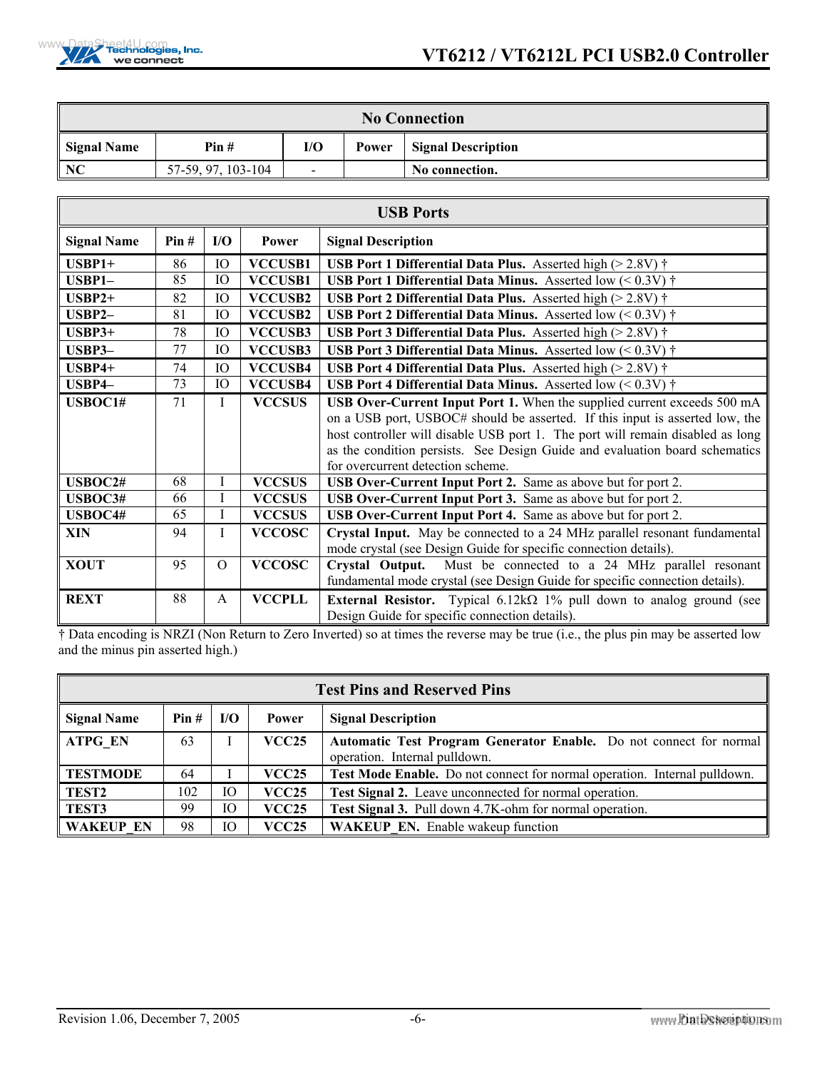| **No Connection** | | | | |
|---|---|---|---|---|
| **Signal Name** | **Pin #** | **I/O** | **Power** | **Signal Description** |
| **NC** | 57-59, 97, 103-104 | - | | **No connection.** |

| **USB Ports** | | | | |
|---|---|---|---|---|
| **Signal Name** | **Pin #** | **I/O** | **Power** | **Signal Description** |
| **USBP1+** | 86 | IO | **VCCUSB1** | **USB Port 1 Differential Data Plus.** Asserted high (> 2.8V) † |
| **USBP1–** | 85 | IO | **VCCUSB1** | **USB Port 1 Differential Data Minus.** Asserted low (< 0.3V) † |
| **USBP2+** | 82 | IO | **VCCUSB2** | **USB Port 2 Differential Data Plus.** Asserted high (> 2.8V) † |
| **USBP2–** | 81 | IO | **VCCUSB2** | **USB Port 2 Differential Data Minus.** Asserted low (< 0.3V) † |
| **USBP3+** | 78 | IO | **VCCUSB3** | **USB Port 3 Differential Data Plus.** Asserted high (> 2.8V) † |
| **USBP3–** | 77 | IO | **VCCUSB3** | **USB Port 3 Differential Data Minus.** Asserted low (< 0.3V) † |
| **USBP4+** | 74 | IO | **VCCUSB4** | **USB Port 4 Differential Data Plus.** Asserted high (> 2.8V) † |
| **USBP4–** | 73 | IO | **VCCUSB4** | **USB Port 4 Differential Data Minus.** Asserted low (< 0.3V) † |
| **USBOC1#** | 71 | I | **VCCSUS** | **USB Over-Current Input Port 1.** When the supplied current exceeds 500 mA on a USB port, USBOC# should be asserted. If this input is asserted low, the host controller will disable USB port 1. The port will remain disabled as long as the condition persists. See Design Guide and evaluation board schematics for overcurrent detection scheme. |
| **USBOC2#** | 68 | I | **VCCSUS** | **USB Over-Current Input Port 2.** Same as above but for port 2. |
| **USBOC3#** | 66 | I | **VCCSUS** | **USB Over-Current Input Port 3.** Same as above but for port 2. |
| **USBOC4#** | 65 | I | **VCCSUS** | **USB Over-Current Input Port 4.** Same as above but for port 2. |
| **XIN** | 94 | I | **VCCOSC** | **Crystal Input.** May be connected to a 24 MHz parallel resonant fundamental mode crystal (see Design Guide for specific connection details). |
| **XOUT** | 95 | O | **VCCOSC** | **Crystal Output.** Must be connected to a 24 MHz parallel resonant fundamental mode crystal (see Design Guide for specific connection details). |
| **REXT** | 88 | A | **VCCPLL** | **External Resistor.** Typical 6.12kΩ 1% pull down to analog ground (see Design Guide for specific connection details). |

† Data encoding is NRZI (Non Return to Zero Inverted) so at times the reverse may be true (i.e., the plus pin may be asserted low and the minus pin asserted high.)

| **Test Pins and Reserved Pins** | | | | |
|---|---|---|---|---|
| **Signal Name** | **Pin #** | **I/O** | **Power** | **Signal Description** |
| **ATPG_EN** | 63 | I | **VCC25** | **Automatic Test Program Generator Enable.** Do not connect for normal operation. Internal pulldown. |
| **TESTMODE** | 64 | I | **VCC25** | **Test Mode Enable.** Do not connect for normal operation. Internal pulldown. |
| **TEST2** | 102 | IO | **VCC25** | **Test Signal 2.** Leave unconnected for normal operation. |
| **TEST3** | 99 | IO | **VCC25** | **Test Signal 3.** Pull down 4.7K-ohm for normal operation. |
| **WAKEUP_EN** | 98 | IO | **VCC25** | **WAKEUP_EN.** Enable wakeup function |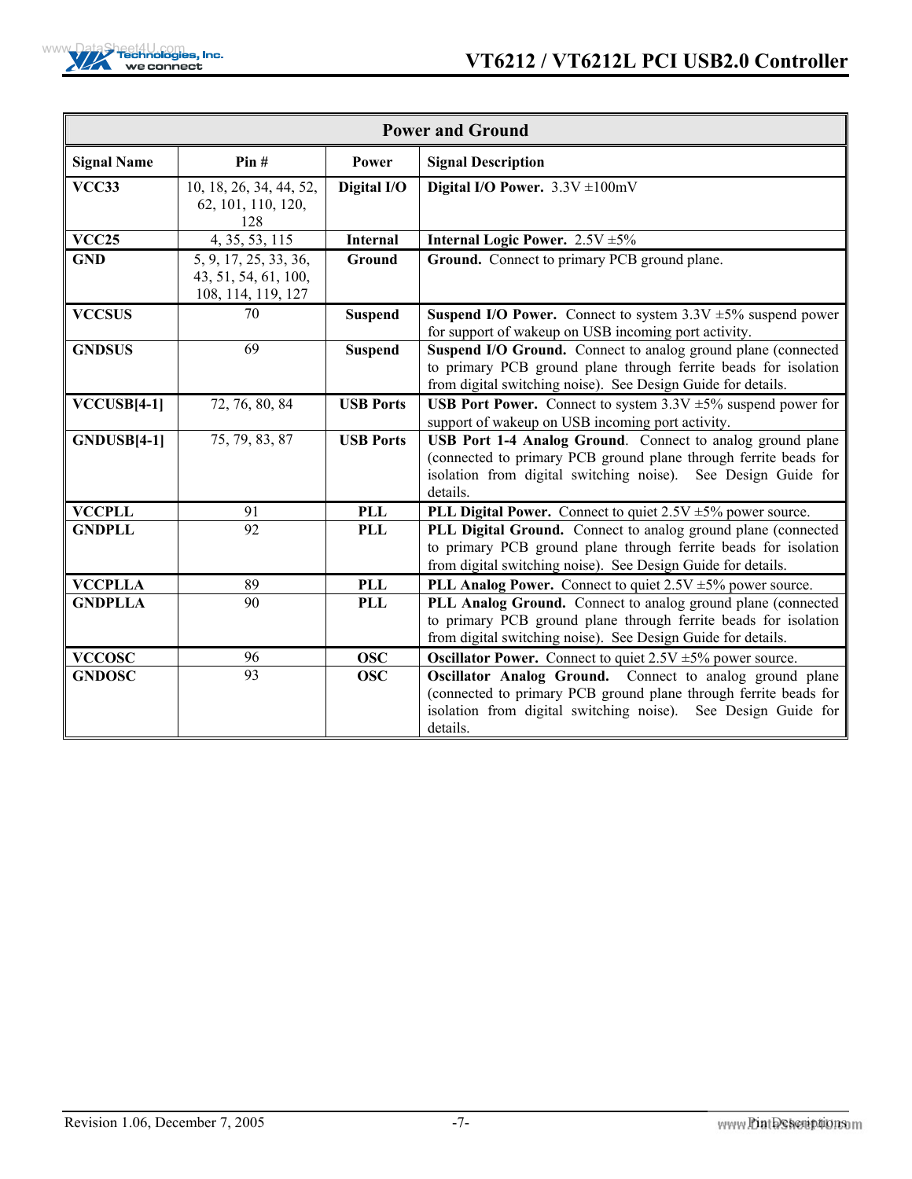| Power and Ground | | | |
|---|---|---|---|
| **Signal Name** | **Pin #** | **Power** | **Signal Description** |
| **VCC33** | 10, 18, 26, 34, 44, 52, 62, 101, 110, 120, 128 | **Digital I/O** | **Digital I/O Power.** 3.3V ±100mV |
| **VCC25** | 4, 35, 53, 115 | **Internal** | **Internal Logic Power.** 2.5V ±5% |
| **GND** | 5, 9, 17, 25, 33, 36, 43, 51, 54, 61, 100, 108, 114, 119, 127 | **Ground** | **Ground.** Connect to primary PCB ground plane. |
| **VCCSUS** | 70 | **Suspend** | **Suspend I/O Power.** Connect to system 3.3V ±5% suspend power for support of wakeup on USB incoming port activity. |
| **GNDSUS** | 69 | **Suspend** | **Suspend I/O Ground.** Connect to analog ground plane (connected to primary PCB ground plane through ferrite beads for isolation from digital switching noise). See Design Guide for details. |
| **VCCUSB[4-1]** | 72, 76, 80, 84 | **USB Ports** | **USB Port Power.** Connect to system 3.3V ±5% suspend power for support of wakeup on USB incoming port activity. |
| **GNDUSB[4-1]** | 75, 79, 83, 87 | **USB Ports** | **USB Port 1-4 Analog Ground.** Connect to analog ground plane (connected to primary PCB ground plane through ferrite beads for isolation from digital switching noise). See Design Guide for details. |
| **VCCPLL** | 91 | **PLL** | **PLL Digital Power.** Connect to quiet 2.5V ±5% power source. |
| **GNDPLL** | 92 | **PLL** | **PLL Digital Ground.** Connect to analog ground plane (connected to primary PCB ground plane through ferrite beads for isolation from digital switching noise). See Design Guide for details. |
| **VCCPLLA** | 89 | **PLL** | **PLL Analog Power.** Connect to quiet 2.5V ±5% power source. |
| **GNDPLLA** | 90 | **PLL** | **PLL Analog Ground.** Connect to analog ground plane (connected to primary PCB ground plane through ferrite beads for isolation from digital switching noise). See Design Guide for details. |
| **VCCOSC** | 96 | **OSC** | **Oscillator Power.** Connect to quiet 2.5V ±5% power source. |
| **GNDOSC** | 93 | **OSC** | **Oscillator Analog Ground.** Connect to analog ground plane (connected to primary PCB ground plane through ferrite beads for isolation from digital switching noise). See Design Guide for details. |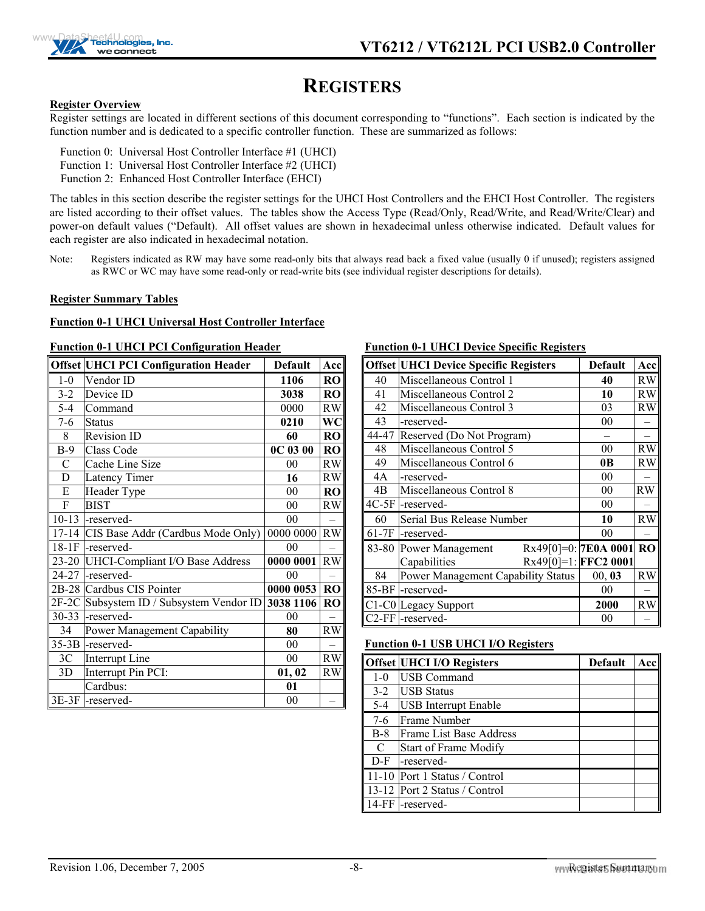# REGISTERS

**Register Overview**

Register settings are located in different sections of this document corresponding to "functions". Each section is indicated by the function number and is dedicated to a specific controller function. These are summarized as follows:

Function 0: Universal Host Controller Interface #1 (UHCI)
Function 1: Universal Host Controller Interface #2 (UHCI)
Function 2: Enhanced Host Controller Interface (EHCI)

The tables in this section describe the register settings for the UHCI Host Controllers and the EHCI Host Controller. The registers are listed according to their offset values. The tables show the Access Type (Read/Only, Read/Write, and Read/Write/Clear) and power-on default values ("Default). All offset values are shown in hexadecimal unless otherwise indicated. Default values for each register are also indicated in hexadecimal notation.

Note: Registers indicated as RW may have some read-only bits that always read back a fixed value (usually 0 if unused); registers assigned as RWC or WC may have some read-only or read-write bits (see individual register descriptions for details).

**Register Summary Tables**

**Function 0-1 UHCI Universal Host Controller Interface**

**Function 0-1 UHCI PCI Configuration Header**

| Offset | UHCI PCI Configuration Header | Default | Acc |
|---|---|---|---|
| 1-0 | Vendor ID | **1106** | **RO** |
| 3-2 | Device ID | **3038** | **RO** |
| 5-4 | Command | 0000 | RW |
| 7-6 | Status | **0210** | **WC** |
| 8 | Revision ID | **60** | **RO** |
| B-9 | Class Code | **0C 03 00** | **RO** |
| C | Cache Line Size | 00 | RW |
| D | Latency Timer | **16** | RW |
| E | Header Type | 00 | **RO** |
| F | BIST | 00 | RW |
| 10-13 | -reserved- | 00 | – |
| 17-14 | CIS Base Addr (Cardbus Mode Only) | 0000 0000 | RW |
| 18-1F | -reserved- | 00 | – |
| 23-20 | UHCI-Compliant I/O Base Address | **0000 0001** | RW |
| 24-27 | -reserved- | 00 | – |
| 2B-28 | Cardbus CIS Pointer | **0000 0053** | **RO** |
| 2F-2C | Subsystem ID / Subsystem Vendor ID | **3038 1106** | **RO** |
| 30-33 | -reserved- | 00 | – |
| 34 | Power Management Capability | **80** | RW |
| 35-3B | -reserved- | 00 | – |
| 3C | Interrupt Line | 00 | RW |
| 3D | Interrupt Pin PCI: | **01, 02** | RW |
| | Cardbus: | **01** | |
| 3E-3F | -reserved- | 00 | – |

**Function 0-1 UHCI Device Specific Registers**

| Offset | UHCI Device Specific Registers | Default | Acc |
|---|---|---|---|
| 40 | Miscellaneous Control 1 | **40** | RW |
| 41 | Miscellaneous Control 2 | **10** | RW |
| 42 | Miscellaneous Control 3 | 03 | RW |
| 43 | -reserved- | 00 | – |
| 44-47 | Reserved (Do Not Program) | – | – |
| 48 | Miscellaneous Control 5 | 00 | RW |
| 49 | Miscellaneous Control 6 | **0B** | RW |
| 4A | -reserved- | 00 | – |
| 4B | Miscellaneous Control 8 | 00 | RW |
| 4C-5F | -reserved- | 00 | – |
| 60 | Serial Bus Release Number | **10** | RW |
| 61-7F | -reserved- | 00 | – |
| 83-80 | Power Management Capabilities Rx49[0]=0: / Rx49[0]=1: | **7E0A 0001** / **FFC2 0001** | **RO** |
| 84 | Power Management Capability Status | 00, **03** | RW |
| 85-BF | -reserved- | 00 | – |
| C1-C0 | Legacy Support | **2000** | RW |
| C2-FF | -reserved- | 00 | – |

**Function 0-1 USB UHCI I/O Registers**

| Offset | UHCI I/O Registers | Default | Acc |
|---|---|---|---|
| 1-0 | USB Command | | |
| 3-2 | USB Status | | |
| 5-4 | USB Interrupt Enable | | |
| 7-6 | Frame Number | | |
| B-8 | Frame List Base Address | | |
| C | Start of Frame Modify | | |
| D-F | -reserved- | | |
| 11-10 | Port 1 Status / Control | | |
| 13-12 | Port 2 Status / Control | | |
| 14-FF | -reserved- | | |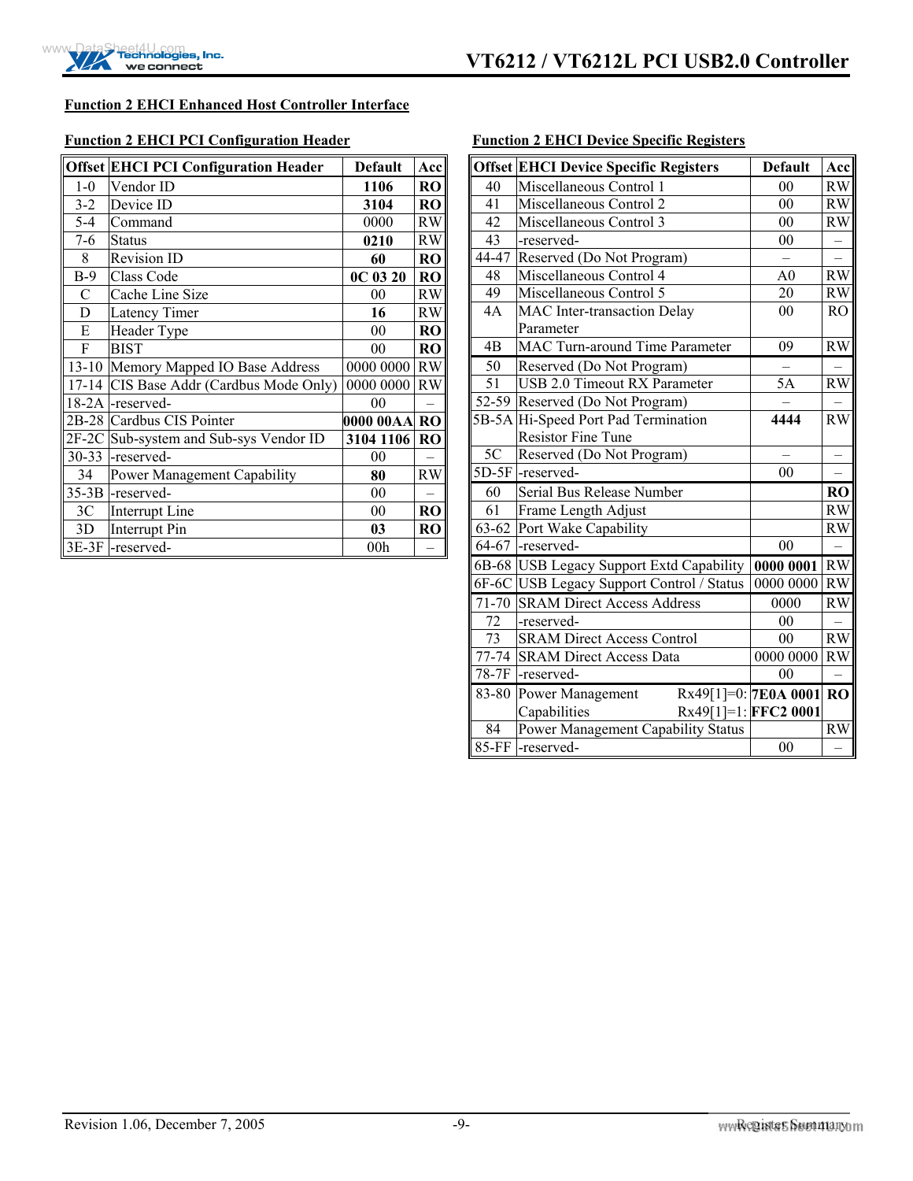## Function 2 EHCI Enhanced Host Controller Interface

### Function 2 EHCI PCI Configuration Header

| Offset | EHCI PCI Configuration Header | Default | Acc |
|---|---|---|---|
| 1-0 | Vendor ID | **1106** | **RO** |
| 3-2 | Device ID | **3104** | **RO** |
| 5-4 | Command | 0000 | RW |
| 7-6 | Status | **0210** | RW |
| 8 | Revision ID | **60** | **RO** |
| B-9 | Class Code | **0C 03 20** | **RO** |
| C | Cache Line Size | 00 | RW |
| D | Latency Timer | **16** | RW |
| E | Header Type | 00 | **RO** |
| F | BIST | 00 | **RO** |
| 13-10 | Memory Mapped IO Base Address | 0000 0000 | RW |
| 17-14 | CIS Base Addr (Cardbus Mode Only) | 0000 0000 | RW |
| 18-2A | -reserved- | 00 | – |
| 2B-28 | Cardbus CIS Pointer | **0000 00AA** | **RO** |
| 2F-2C | Sub-system and Sub-sys Vendor ID | **3104 1106** | **RO** |
| 30-33 | -reserved- | 00 | – |
| 34 | Power Management Capability | **80** | RW |
| 35-3B | -reserved- | 00 | – |
| 3C | Interrupt Line | 00 | **RO** |
| 3D | Interrupt Pin | **03** | **RO** |
| 3E-3F | -reserved- | 00h | – |

### Function 2 EHCI Device Specific Registers

| Offset | EHCI Device Specific Registers | Default | Acc |
|---|---|---|---|
| 40 | Miscellaneous Control 1 | 00 | RW |
| 41 | Miscellaneous Control 2 | 00 | RW |
| 42 | Miscellaneous Control 3 | 00 | RW |
| 43 | -reserved- | 00 | – |
| 44-47 | Reserved (Do Not Program) | – | – |
| 48 | Miscellaneous Control 4 | A0 | RW |
| 49 | Miscellaneous Control 5 | 20 | RW |
| 4A | MAC Inter-transaction Delay Parameter | 00 | RO |
| 4B | MAC Turn-around Time Parameter | 09 | RW |
| 50 | Reserved (Do Not Program) | – | – |
| 51 | USB 2.0 Timeout RX Parameter | 5A | RW |
| 52-59 | Reserved (Do Not Program) | – | – |
| 5B-5A | Hi-Speed Port Pad Termination Resistor Fine Tune | **4444** | RW |
| 5C | Reserved (Do Not Program) | – | – |
| 5D-5F | -reserved- | 00 | – |
| 60 | Serial Bus Release Number | | **RO** |
| 61 | Frame Length Adjust | | RW |
| 63-62 | Port Wake Capability | | RW |
| 64-67 | -reserved- | 00 | – |
| 6B-68 | USB Legacy Support Extd Capability | **0000 0001** | RW |
| 6F-6C | USB Legacy Support Control / Status | 0000 0000 | RW |
| 71-70 | SRAM Direct Access Address | 0000 | RW |
| 72 | -reserved- | 00 | – |
| 73 | SRAM Direct Access Control | 00 | RW |
| 77-74 | SRAM Direct Access Data | 0000 0000 | RW |
| 78-7F | -reserved- | 00 | – |
| 83-80 | Power Management Capabilities Rx49[1]=0: / Rx49[1]=1: | **7E0A 0001** / **FFC2 0001** | **RO** |
| 84 | Power Management Capability Status | | RW |
| 85-FF | -reserved- | 00 | – |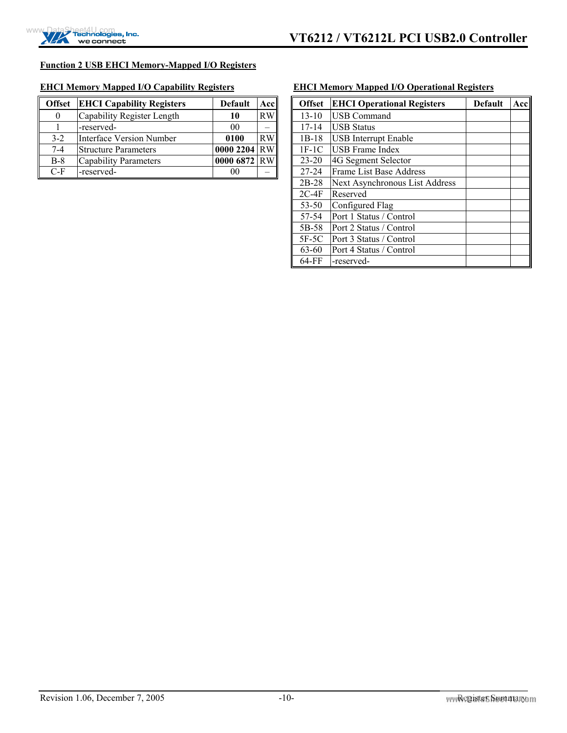### Function 2 USB EHCI Memory-Mapped I/O Registers

#### EHCI Memory Mapped I/O Capability Registers

| Offset | EHCI Capability Registers | Default | Acc |
|---|---|---|---|
| 0 | Capability Register Length | **10** | RW |
| 1 | -reserved- | 00 | – |
| 3-2 | Interface Version Number | **0100** | RW |
| 7-4 | Structure Parameters | **0000 2204** | RW |
| B-8 | Capability Parameters | **0000 6872** | RW |
| C-F | -reserved- | 00 | – |

#### EHCI Memory Mapped I/O Operational Registers

| Offset | EHCI Operational Registers | Default | Acc |
|---|---|---|---|
| 13-10 | USB Command | | |
| 17-14 | USB Status | | |
| 1B-18 | USB Interrupt Enable | | |
| 1F-1C | USB Frame Index | | |
| 23-20 | 4G Segment Selector | | |
| 27-24 | Frame List Base Address | | |
| 2B-28 | Next Asynchronous List Address | | |
| 2C-4F | Reserved | | |
| 53-50 | Configured Flag | | |
| 57-54 | Port 1 Status / Control | | |
| 5B-58 | Port 2 Status / Control | | |
| 5F-5C | Port 3 Status / Control | | |
| 63-60 | Port 4 Status / Control | | |
| 64-FF | -reserved- | | |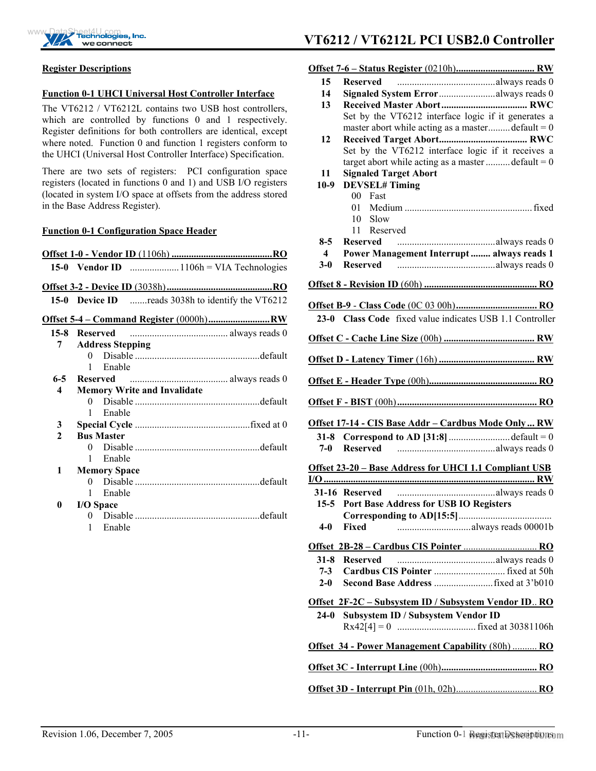## Register Descriptions

### Function 0-1 UHCI Universal Host Controller Interface

The VT6212 / VT6212L contains two USB host controllers, which are controlled by functions 0 and 1 respectively. Register definitions for both controllers are identical, except where noted. Function 0 and function 1 registers conform to the UHCI (Universal Host Controller Interface) Specification.

There are two sets of registers: PCI configuration space registers (located in functions 0 and 1) and USB I/O registers (located in system I/O space at offsets from the address stored in the Base Address Register).

### Function 0-1 Configuration Space Header

**Offset 1-0 - Vendor ID** (1106h) ......................................... **RO**

| Bits | Field | Description |
|---|---|---|
| 15-0 | **Vendor ID** | .................... 1106h = VIA Technologies |

**Offset 3-2 - Device ID** (3038h) ......................................... **RO**

| Bits | Field | Description |
|---|---|---|
| 15-0 | **Device ID** | .......reads 3038h to identify the VT6212 |

**Offset 5-4 – Command Register** (0000h) ......................... **RW**

| Bits | Field | Description |
|---|---|---|
| 15-8 | **Reserved** | ........................................ always reads 0 |
| 7 | **Address Stepping** | 0 Disable ........ default<br>1 Enable |
| 6-5 | **Reserved** | ........................................ always reads 0 |
| 4 | **Memory Write and Invalidate** | 0 Disable ........ default<br>1 Enable |
| 3 | **Special Cycle** | ............................................... fixed at 0 |
| 2 | **Bus Master** | 0 Disable ........ default<br>1 Enable |
| 1 | **Memory Space** | 0 Disable ........ default<br>1 Enable |
| 0 | **I/O Space** | 0 Disable ........ default<br>1 Enable |

**Offset 7-6 – Status Register** (0210h) ................................ **RW**

| Bits | Field | Description |
|---|---|---|
| 15 | **Reserved** | ........................................ always reads 0 |
| 14 | **Signaled System Error** | ....................... always reads 0 |
| 13 | **Received Master Abort** .................................. **RWC** | Set by the VT6212 interface logic if it generates a master abort while acting as a master......... default = 0 |
| 12 | **Received Target Abort** .................................... **RWC** | Set by the VT6212 interface logic if it receives a target abort while acting as a master .......... default = 0 |
| 11 | **Signaled Target Abort** | |
| 10-9 | **DEVSEL# Timing** | 00 Fast<br>01 Medium ........ fixed<br>10 Slow<br>11 Reserved |
| 8-5 | **Reserved** | ........................................ always reads 0 |
| 4 | **Power Management Interrupt** | ........ **always reads 1** |
| 3-0 | **Reserved** | ........................................ always reads 0 |

**Offset 8 - Revision ID** (60h) .............................................. **RO**

**Offset B-9 - Class Code** (0C 03 00h) ................................. **RO**

| Bits | Field | Description |
|---|---|---|
| 23-0 | **Class Code** | fixed value indicates USB 1.1 Controller |

**Offset C - Cache Line Size** (00h) ..................................... **RW**

**Offset D - Latency Timer** (16h) ........................................ **RW**

**Offset E - Header Type** (00h) ............................................ **RO**

**Offset F - BIST** (00h) ......................................................... **RO**

**Offset 17-14 - CIS Base Addr – Cardbus Mode Only** ... **RW**

| Bits | Field | Description |
|---|---|---|
| 31-8 | **Correspond to AD [31:8]** | ......................... default = 0 |
| 7-0 | **Reserved** | ........................................ always reads 0 |

**Offset 23-20 – Base Address for UHCI 1.1 Compliant USB I/O** ..................................................................................... **RW**

| Bits | Field | Description |
|---|---|---|
| 31-16 | **Reserved** | ........................................ always reads 0 |
| 15-5 | **Port Base Address for USB IO Registers Corresponding to AD[15:5]** | ...................................... |
| 4-0 | **Fixed** | .............................. always reads 00001b |

**Offset 2B-28 – Cardbus CIS Pointer** ............................. **RO**

| Bits | Field | Description |
|---|---|---|
| 31-8 | **Reserved** | ........................................ always reads 0 |
| 7-3 | **Cardbus CIS Pointer** | ............................. fixed at 50h |
| 2-0 | **Second Base Address** | ........................ fixed at 3'b010 |

**Offset 2F-2C – Subsystem ID / Subsystem Vendor ID** .. **RO**

| Bits | Field | Description |
|---|---|---|
| 24-0 | **Subsystem ID / Subsystem Vendor ID** | Rx42[4] = 0 ................................ fixed at 30381106h |

**Offset 34 - Power Management Capability** (80h) .......... **RO**

**Offset 3C - Interrupt Line** (00h) ....................................... **RO**

**Offset 3D - Interrupt Pin** (01h, 02h) ................................ **RO**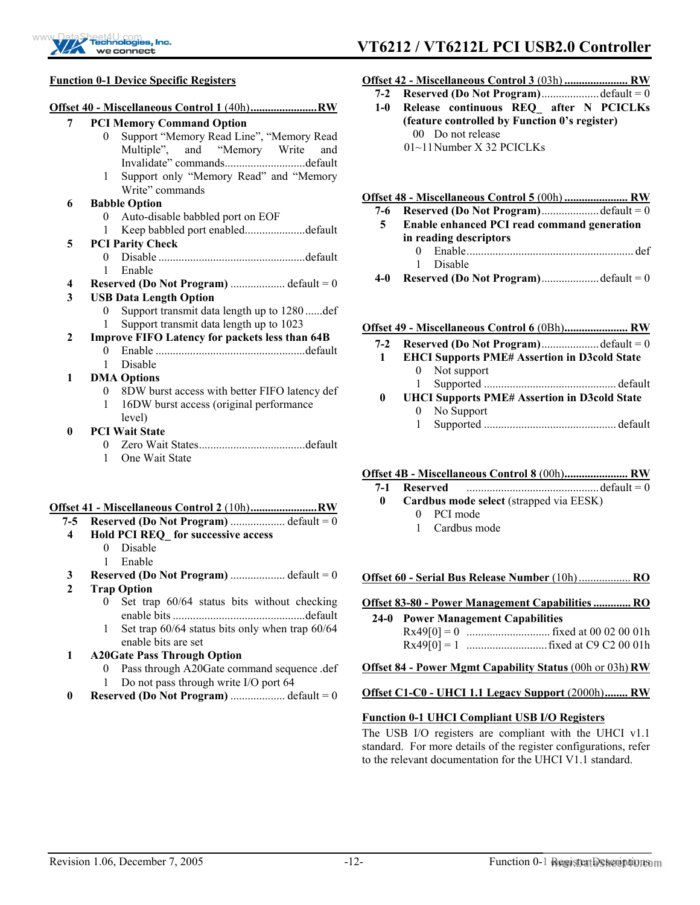## Function 0-1 Device Specific Registers

**Offset 40 - Miscellaneous Control 1** (40h)........................**RW**

- **7 PCI Memory Command Option**
  - 0 Support "Memory Read Line", "Memory Read Multiple", and "Memory Write and Invalidate" commands............................default
  - 1 Support only "Memory Read" and "Memory Write" commands
- **6 Babble Option**
  - 0 Auto-disable babbled port on EOF
  - 1 Keep babbled port enabled.....................default
- **5 PCI Parity Check**
  - 0 Disable ...................................................default
  - 1 Enable
- **4 Reserved (Do Not Program)** ................... default = 0
- **3 USB Data Length Option**
  - 0 Support transmit data length up to 1280 ......def
  - 1 Support transmit data length up to 1023
- **2 Improve FIFO Latency for packets less than 64B**
  - 0 Enable ....................................................default
  - 1 Disable
- **1 DMA Options**
  - 0 8DW burst access with better FIFO latency def
  - 1 16DW burst access (original performance level)
- **0 PCI Wait State**
  - 0 Zero Wait States.....................................default
  - 1 One Wait State

**Offset 41 - Miscellaneous Control 2** (10h)........................**RW**

- **7-5 Reserved (Do Not Program)** ................... default = 0
- **4 Hold PCI REQ_ for successive access**
  - 0 Disable
  - 1 Enable
- **3 Reserved (Do Not Program)** ................... default = 0
- **2 Trap Option**
  - 0 Set trap 60/64 status bits without checking enable bits ..............................................default
  - 1 Set trap 60/64 status bits only when trap 60/64 enable bits are set
- **1 A20Gate Pass Through Option**
  - 0 Pass through A20Gate command sequence .def
  - 1 Do not pass through write I/O port 64
- **0 Reserved (Do Not Program)** ................... default = 0

**Offset 42 - Miscellaneous Control 3** (03h) ...................... **RW**

- **7-2 Reserved (Do Not Program)**.................... default = 0
- **1-0 Release continuous REQ_ after N PCICLKs (feature controlled by Function 0's register)**
  - 00 Do not release
  - 01~11 Number X 32 PCICLKs

**Offset 48 - Miscellaneous Control 5** (00h) ...................... **RW**

- **7-6 Reserved (Do Not Program)**.................... default = 0
- **5 Enable enhanced PCI read command generation in reading descriptors**
  - 0 Enable.......................................................... def
  - 1 Disable
- **4-0 Reserved (Do Not Program)**.................... default = 0

**Offset 49 - Miscellaneous Control 6** (0Bh)...................... **RW**

- **7-2 Reserved (Do Not Program)**.................... default = 0
- **1 EHCI Supports PME# Assertion in D3cold State**
  - 0 Not support
  - 1 Supported .............................................. default
- **0 UHCI Supports PME# Assertion in D3cold State**
  - 0 No Support
  - 1 Supported .............................................. default

**Offset 4B - Miscellaneous Control 8** (00h)...................... **RW**

- **7-1 Reserved** ............................................. default = 0
- **0 Cardbus mode select** (strapped via EESK)
  - 0 PCI mode
  - 1 Cardbus mode

**Offset 60 - Serial Bus Release Number** (10h) .................. **RO**

**Offset 83-80 - Power Management Capabilities** ............. **RO**

- **24-0 Power Management Capabilities**
  - Rx49[0] = 0 ............................ fixed at 00 02 00 01h
  - Rx49[0] = 1 ........................... fixed at C9 C2 00 01h

**Offset 84 - Power Mgmt Capability Status** (00h or 03h) **RW**

**Offset C1-C0 - UHCI 1.1 Legacy Support** (2000h)........ **RW**

## Function 0-1 UHCI Compliant USB I/O Registers

The USB I/O registers are compliant with the UHCI v1.1 standard. For more details of the register configurations, refer to the relevant documentation for the UHCI V1.1 standard.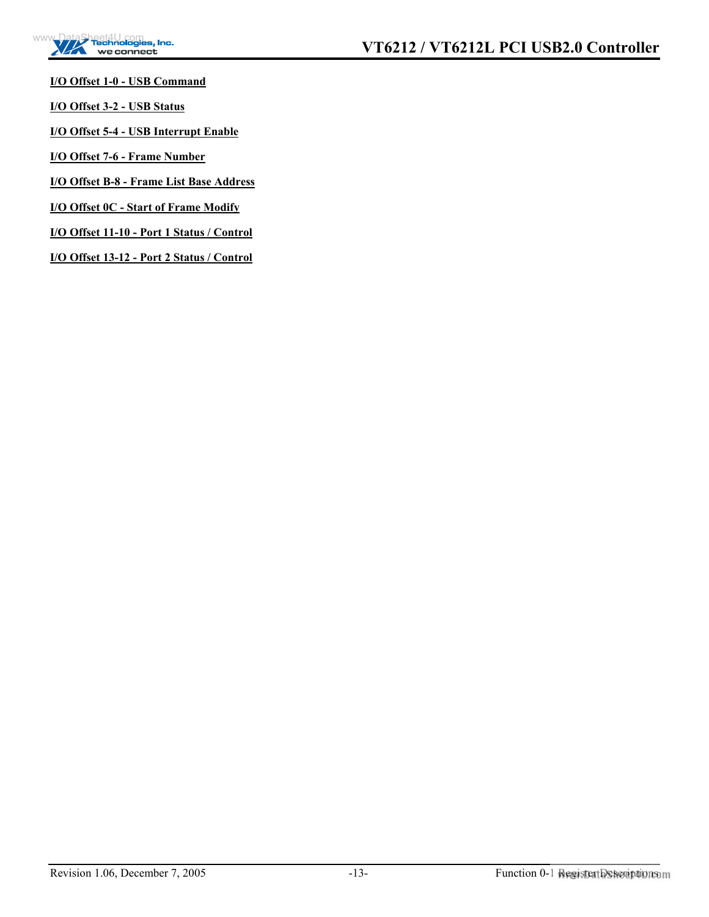**I/O Offset 1-0 - USB Command**

**I/O Offset 3-2 - USB Status**

**I/O Offset 5-4 - USB Interrupt Enable**

**I/O Offset 7-6 - Frame Number**

**I/O Offset B-8 - Frame List Base Address**

**I/O Offset 0C - Start of Frame Modify**

**I/O Offset 11-10 - Port 1 Status / Control**

**I/O Offset 13-12 - Port 2 Status / Control**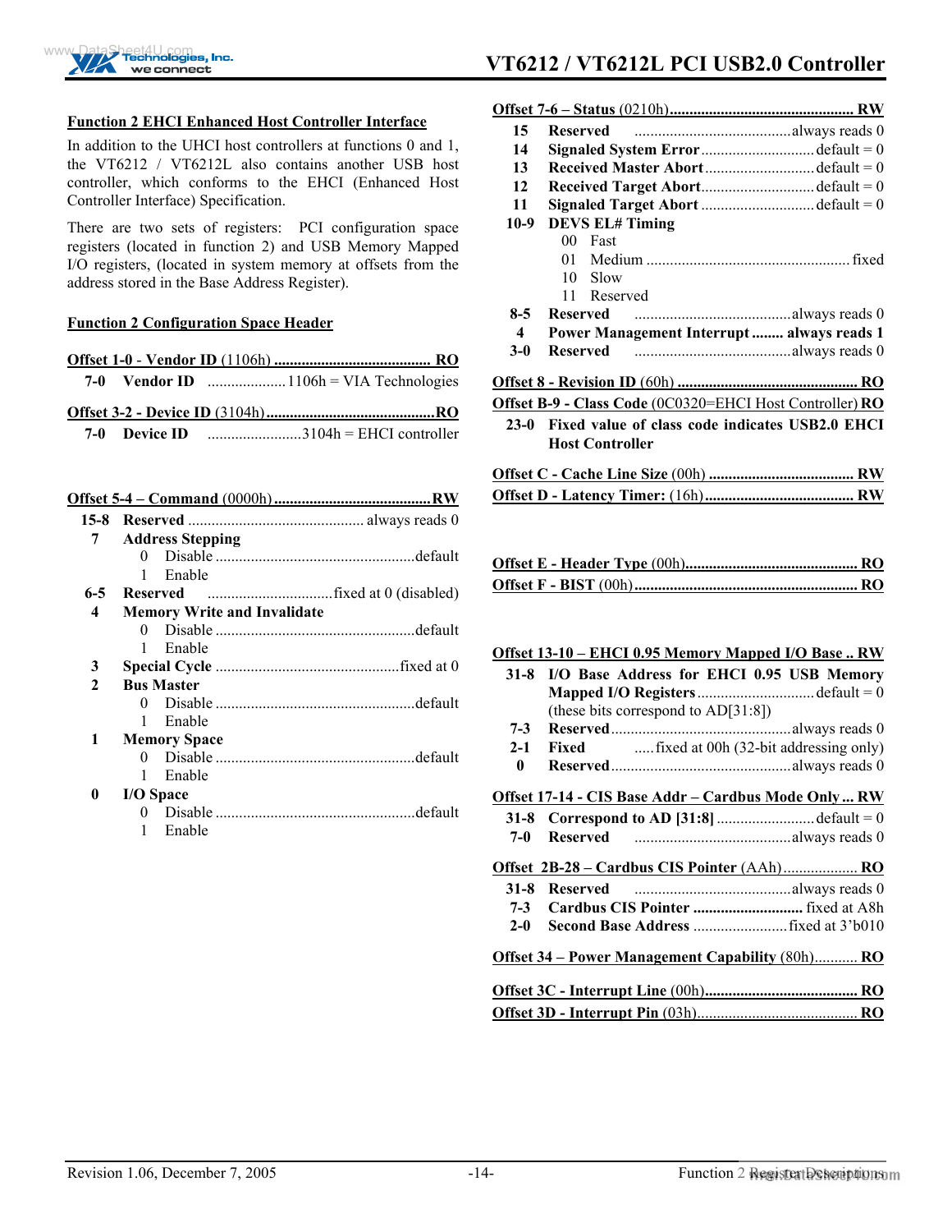## Function 2 EHCI Enhanced Host Controller Interface

In addition to the UHCI host controllers at functions 0 and 1, the VT6212 / VT6212L also contains another USB host controller, which conforms to the EHCI (Enhanced Host Controller Interface) Specification.

There are two sets of registers: PCI configuration space registers (located in function 2) and USB Memory Mapped I/O registers, (located in system memory at offsets from the address stored in the Base Address Register).

## Function 2 Configuration Space Header

**Offset 1-0 - Vendor ID** (1106h) ........................................ **RO**

| Bits | Name | Description |
|---|---|---|
| 7-0 | **Vendor ID** | 1106h = VIA Technologies |

**Offset 3-2 - Device ID** (3104h) ........................................ **RO**

| Bits | Name | Description |
|---|---|---|
| 7-0 | **Device ID** | 3104h = EHCI controller |

**Offset 5-4 – Command** (0000h) ........................................ **RW**

| Bits | Name | Description |
|---|---|---|
| 15-8 | **Reserved** | always reads 0 |
| 7 | **Address Stepping** | 0 Disable ... default<br>1 Enable |
| 6-5 | **Reserved** | fixed at 0 (disabled) |
| 4 | **Memory Write and Invalidate** | 0 Disable ... default<br>1 Enable |
| 3 | **Special Cycle** | fixed at 0 |
| 2 | **Bus Master** | 0 Disable ... default<br>1 Enable |
| 1 | **Memory Space** | 0 Disable ... default<br>1 Enable |
| 0 | **I/O Space** | 0 Disable ... default<br>1 Enable |

**Offset 7-6 – Status** (0210h) ........................................ **RW**

| Bits | Name | Description |
|---|---|---|
| 15 | **Reserved** | always reads 0 |
| 14 | **Signaled System Error** | default = 0 |
| 13 | **Received Master Abort** | default = 0 |
| 12 | **Received Target Abort** | default = 0 |
| 11 | **Signaled Target Abort** | default = 0 |
| 10-9 | **DEVS EL# Timing** | 00 Fast<br>01 Medium ... fixed<br>10 Slow<br>11 Reserved |
| 8-5 | **Reserved** | always reads 0 |
| 4 | **Power Management Interrupt** | **always reads 1** |
| 3-0 | **Reserved** | always reads 0 |

**Offset 8 - Revision ID** (60h) ........................................ **RO**

**Offset B-9 - Class Code** (0C0320=EHCI Host Controller) **RO**

| Bits | Description |
|---|---|
| 23-0 | **Fixed value of class code indicates USB2.0 EHCI Host Controller** |

**Offset C - Cache Line Size** (00h) ........................................ **RW**

**Offset D - Latency Timer:** (16h) ........................................ **RW**

**Offset E - Header Type** (00h) ........................................ **RO**

**Offset F - BIST** (00h) ........................................ **RO**

**Offset 13-10 – EHCI 0.95 Memory Mapped I/O Base** .. **RW**

| Bits | Name | Description |
|---|---|---|
| 31-8 | **I/O Base Address for EHCI 0.95 USB Memory Mapped I/O Registers** (these bits correspond to AD[31:8]) | default = 0 |
| 7-3 | **Reserved** | always reads 0 |
| 2-1 | **Fixed** | fixed at 00h (32-bit addressing only) |
| 0 | **Reserved** | always reads 0 |

**Offset 17-14 - CIS Base Addr – Cardbus Mode Only** ... **RW**

| Bits | Name | Description |
|---|---|---|
| 31-8 | **Correspond to AD [31:8]** | default = 0 |
| 7-0 | **Reserved** | always reads 0 |

**Offset 2B-28 – Cardbus CIS Pointer** (AAh) .................. **RO**

| Bits | Name | Description |
|---|---|---|
| 31-8 | **Reserved** | always reads 0 |
| 7-3 | **Cardbus CIS Pointer** | fixed at A8h |
| 2-0 | **Second Base Address** | fixed at 3'b010 |

**Offset 34 – Power Management Capability** (80h) ........... **RO**

**Offset 3C - Interrupt Line** (00h) ........................................ **RO**

**Offset 3D - Interrupt Pin** (03h) ........................................ **RO**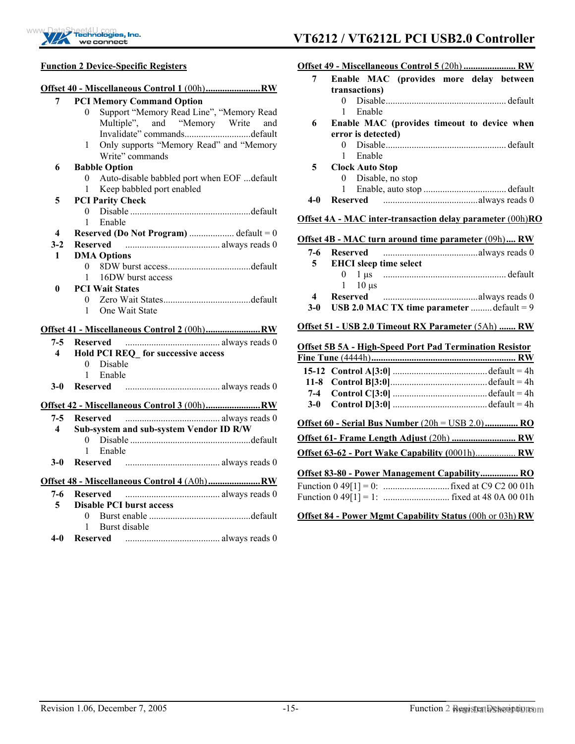## Function 2 Device-Specific Registers

**Offset 40 - Miscellaneous Control 1** (00h)........................**RW**

- **7 PCI Memory Command Option**
  - 0 Support "Memory Read Line", "Memory Read Multiple", and "Memory Write and Invalidate" commands............................default
  - 1 Only supports "Memory Read" and "Memory Write" commands
- **6 Babble Option**
  - 0 Auto-disable babbled port when EOF ...default
  - 1 Keep babbled port enabled
- **5 PCI Parity Check**
  - 0 Disable ...................................................default
  - 1 Enable
- **4 Reserved (Do Not Program)** ................... default = 0
- **3-2 Reserved** ........................................ always reads 0
- **1 DMA Options**
  - 0 8DW burst access...................................default
  - 1 16DW burst access
- **0 PCI Wait States**
  - 0 Zero Wait States.....................................default
  - 1 One Wait State

**Offset 41 - Miscellaneous Control 2** (00h).......................**RW**

- **7-5 Reserved** ........................................ always reads 0
- **4 Hold PCI REQ_ for successive access**
  - 0 Disable
  - 1 Enable
- **3-0 Reserved** ........................................ always reads 0

**Offset 42 - Miscellaneous Control 3** (00h).......................**RW**

- **7-5 Reserved** ........................................ always reads 0
- **4 Sub-system and sub-system Vendor ID R/W**
  - 0 Disable ...................................................default
  - 1 Enable
- **3-0 Reserved** ........................................ always reads 0

**Offset 48 - Miscellaneous Control 4** (A0h)......................**RW**

- **7-6 Reserved** ........................................ always reads 0
- **5 Disable PCI burst access**
  - 0 Burst enable ...........................................default
  - 1 Burst disable
- **4-0 Reserved** ........................................ always reads 0

**Offset 49 - Miscellaneous Control 5** (20h) ...................... **RW**

- **7 Enable MAC (provides more delay between transactions)**
  - 0 Disable................................................... default
  - 1 Enable
- **6 Enable MAC (provides timeout to device when error is detected)**
  - 0 Disable................................................... default
  - 1 Enable
- **5 Clock Auto Stop**
  - 0 Disable, no stop
  - 1 Enable, auto stop ................................... default
- **4-0 Reserved** ........................................always reads 0

**Offset 4A - MAC inter-transaction delay parameter** (00h)**RO**

**Offset 4B - MAC turn around time parameter** (09h).... **RW**

- **7-6 Reserved** ........................................always reads 0
- **5 EHCI sleep time select**
  - 0 1 µs .................................................... default
  - 1 10 µs
- **4 Reserved** ........................................always reads 0
- **3-0 USB 2.0 MAC TX time parameter** .........default = 9

**Offset 51 - USB 2.0 Timeout RX Parameter** (5Ah) ....... **RW**

**Offset 5B 5A - High-Speed Port Pad Termination Resistor Fine Tune** (4444h)............................................................. **RW**

- **15-12 Control A[3:0]** ........................................default = 4h
- **11-8 Control B[3:0]**.........................................default = 4h
- **7-4 Control C[3:0]** ........................................default = 4h
- **3-0 Control D[3:0]** ........................................default = 4h

**Offset 60 - Serial Bus Number** (20h = USB 2.0).............. **RO**

**Offset 61- Frame Length Adjust** (20h) ........................... **RW**

**Offset 63-62 - Port Wake Capability** (0001h)................. **RW**

**Offset 83-80 - Power Management Capability**................ **RO**

Function 0 49[1] = 0: ............................fixed at C9 C2 00 01h
Function 0 49[1] = 1: ............................ fixed at 48 0A 00 01h

**Offset 84 - Power Mgmt Capability Status** (00h or 03h) **RW**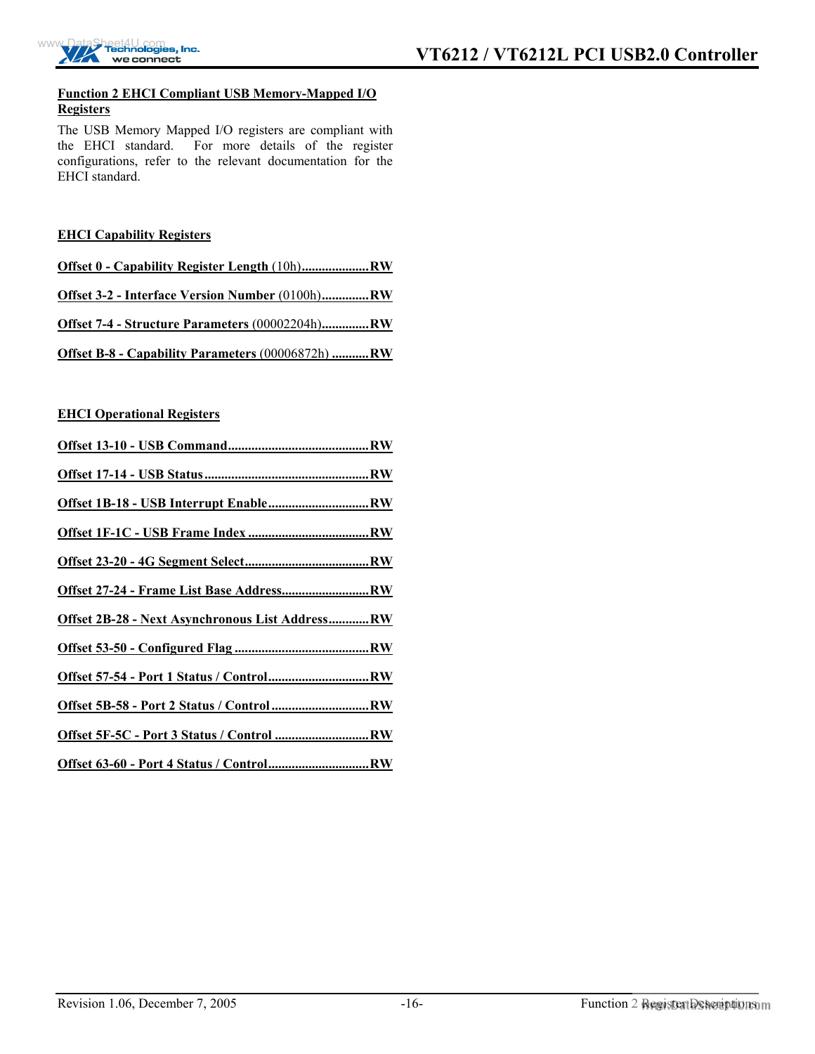**Function 2 EHCI Compliant USB Memory-Mapped I/O Registers**

The USB Memory Mapped I/O registers are compliant with the EHCI standard. For more details of the register configurations, refer to the relevant documentation for the EHCI standard.

**EHCI Capability Registers**

**Offset 0 - Capability Register Length** (10h)....................**RW**

**Offset 3-2 - Interface Version Number** (0100h)..............**RW**

**Offset 7-4 - Structure Parameters** (00002204h)..............**RW**

**Offset B-8 - Capability Parameters** (00006872h) ...........**RW**

**EHCI Operational Registers**

**Offset 13-10 - USB Command..........................................RW**

**Offset 17-14 - USB Status.................................................RW**

**Offset 1B-18 - USB Interrupt Enable..............................RW**

**Offset 1F-1C - USB Frame Index ....................................RW**

**Offset 23-20 - 4G Segment Select.....................................RW**

**Offset 27-24 - Frame List Base Address..........................RW**

**Offset 2B-28 - Next Asynchronous List Address............RW**

**Offset 53-50 - Configured Flag ........................................RW**

**Offset 57-54 - Port 1 Status / Control..............................RW**

**Offset 5B-58 - Port 2 Status / Control .............................RW**

**Offset 5F-5C - Port 3 Status / Control ............................RW**

**Offset 63-60 - Port 4 Status / Control..............................RW**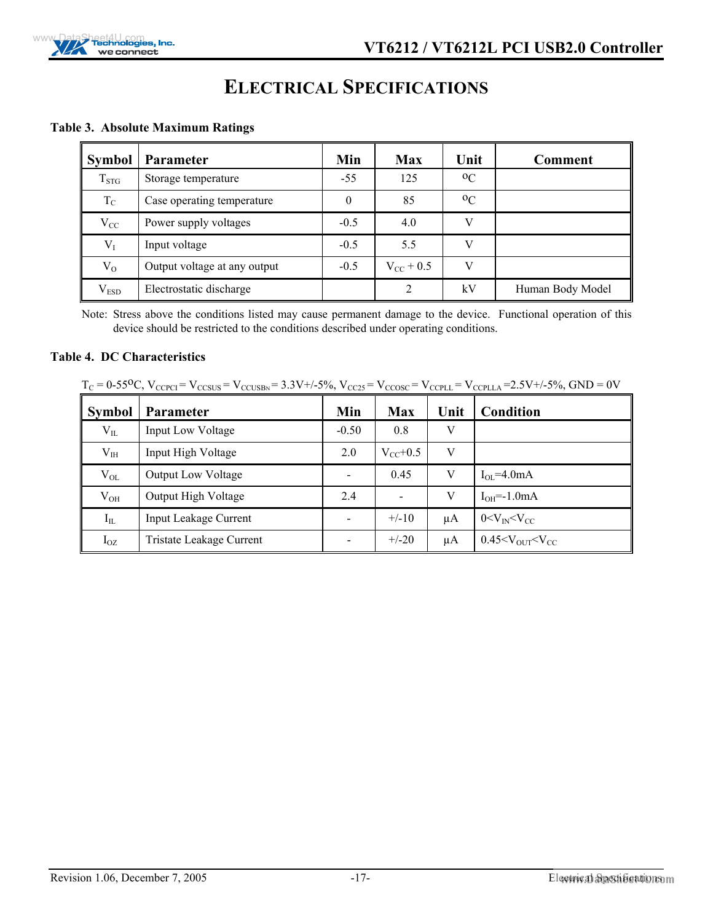# ELECTRICAL SPECIFICATIONS

**Table 3. Absolute Maximum Ratings**

| Symbol | Parameter | Min | Max | Unit | Comment |
|---|---|---|---|---|---|
| $T_{STG}$ | Storage temperature | -55 | 125 | $^oC$ | |
| $T_C$ | Case operating temperature | 0 | 85 | $^oC$ | |
| $V_{CC}$ | Power supply voltages | -0.5 | 4.0 | V | |
| $V_I$ | Input voltage | -0.5 | 5.5 | V | |
| $V_O$ | Output voltage at any output | -0.5 | $V_{CC}$ + 0.5 | V | |
| $V_{ESD}$ | Electrostatic discharge | | 2 | kV | Human Body Model |

Note: Stress above the conditions listed may cause permanent damage to the device. Functional operation of this device should be restricted to the conditions described under operating conditions.

**Table 4. DC Characteristics**

$T_C$ = 0-55$^o$C, $V_{CCPCI}$ = $V_{CCSUS}$ = $V_{CCUSBN}$ = 3.3V+/-5%, $V_{CC25}$ = $V_{CCOSC}$ = $V_{CCPLL}$ = $V_{CCPLLA}$ =2.5V+/-5%, GND = 0V

| Symbol | Parameter | Min | Max | Unit | Condition |
|---|---|---|---|---|---|
| $V_{IL}$ | Input Low Voltage | -0.50 | 0.8 | V | |
| $V_{IH}$ | Input High Voltage | 2.0 | $V_{CC}$+0.5 | V | |
| $V_{OL}$ | Output Low Voltage | - | 0.45 | V | $I_{OL}$=4.0mA |
| $V_{OH}$ | Output High Voltage | 2.4 | - | V | $I_{OH}$=-1.0mA |
| $I_{IL}$ | Input Leakage Current | - | +/-10 | μA | $0<V_{IN}<V_{CC}$ |
| $I_{OZ}$ | Tristate Leakage Current | - | +/-20 | μA | $0.45<V_{OUT}<V_{CC}$ |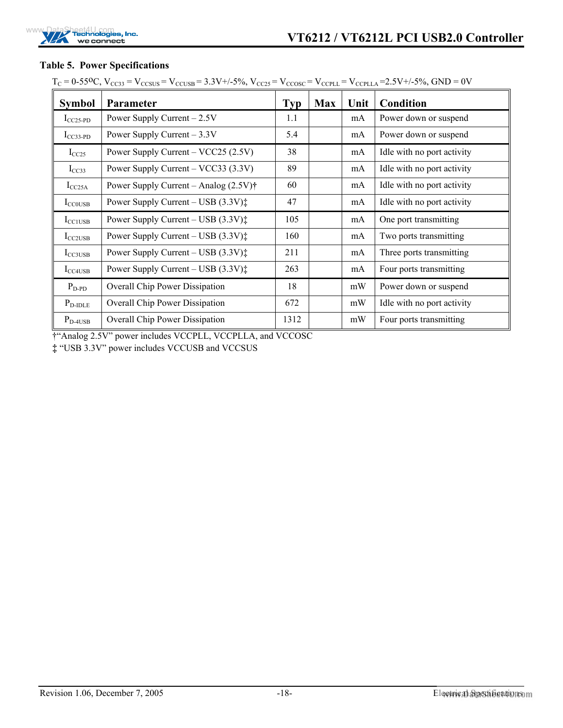**Table 5. Power Specifications**

$T_C$ = 0-55°C, $V_{CC33}$ = $V_{CCSUS}$ = $V_{CCUSB}$ = 3.3V+/-5%, $V_{CC25}$ = $V_{CCOSC}$ = $V_{CCPLL}$ = $V_{CCPLLA}$ =2.5V+/-5%, GND = 0V

| Symbol | Parameter | Typ | Max | Unit | Condition |
|---|---|---|---|---|---|
| $I_{CC25-PD}$ | Power Supply Current – 2.5V | 1.1 | | mA | Power down or suspend |
| $I_{CC33-PD}$ | Power Supply Current – 3.3V | 5.4 | | mA | Power down or suspend |
| $I_{CC25}$ | Power Supply Current – VCC25 (2.5V) | 38 | | mA | Idle with no port activity |
| $I_{CC33}$ | Power Supply Current – VCC33 (3.3V) | 89 | | mA | Idle with no port activity |
| $I_{CC25A}$ | Power Supply Current – Analog (2.5V)† | 60 | | mA | Idle with no port activity |
| $I_{CC0USB}$ | Power Supply Current – USB (3.3V)‡ | 47 | | mA | Idle with no port activity |
| $I_{CC1USB}$ | Power Supply Current – USB (3.3V)‡ | 105 | | mA | One port transmitting |
| $I_{CC2USB}$ | Power Supply Current – USB (3.3V)‡ | 160 | | mA | Two ports transmitting |
| $I_{CC3USB}$ | Power Supply Current – USB (3.3V)‡ | 211 | | mA | Three ports transmitting |
| $I_{CC4USB}$ | Power Supply Current – USB (3.3V)‡ | 263 | | mA | Four ports transmitting |
| $P_{D-PD}$ | Overall Chip Power Dissipation | 18 | | mW | Power down or suspend |
| $P_{D-IDLE}$ | Overall Chip Power Dissipation | 672 | | mW | Idle with no port activity |
| $P_{D-4USB}$ | Overall Chip Power Dissipation | 1312 | | mW | Four ports transmitting |

†"Analog 2.5V" power includes VCCPLL, VCCPLLA, and VCCOSC

‡ "USB 3.3V" power includes VCCUSB and VCCSUS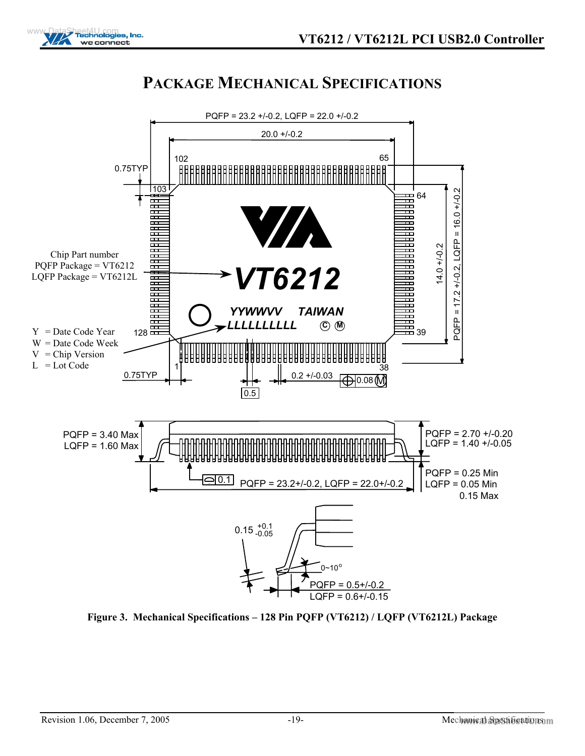# PACKAGE MECHANICAL SPECIFICATIONS

PQFP = 23.2 +/-0.2, LQFP = 22.0 +/-0.2

20.0 +/-0.2

102 65

0.75TYP

103 64

Chip Part number
PQFP Package = VT6212
LQFP Package = VT6212L

VT6212

YYWWVV TAIWAN
LLLLLLLLLL © Ⓜ

14.0 +/-0.2

PQFP = 17.2 +/-0.2, LQFP = 16.0 +/-0.2

Y = Date Code Year
W = Date Code Week
V = Chip Version
L = Lot Code

128 39

1 38

0.75TYP

0.2 +/-0.03 ⊕ 0.08 Ⓜ

0.5

PQFP = 3.40 Max
LQFP = 1.60 Max

PQFP = 2.70 +/-0.20
LQFP = 1.40 +/-0.05

0.1 PQFP = 23.2+/-0.2, LQFP = 22.0+/-0.2

PQFP = 0.25 Min
LQFP = 0.05 Min
0.15 Max

0.15 +0.1 -0.05

0~10°

PQFP = 0.5+/-0.2
LQFP = 0.6+/-0.15

**Figure 3. Mechanical Specifications – 128 Pin PQFP (VT6212) / LQFP (VT6212L) Package**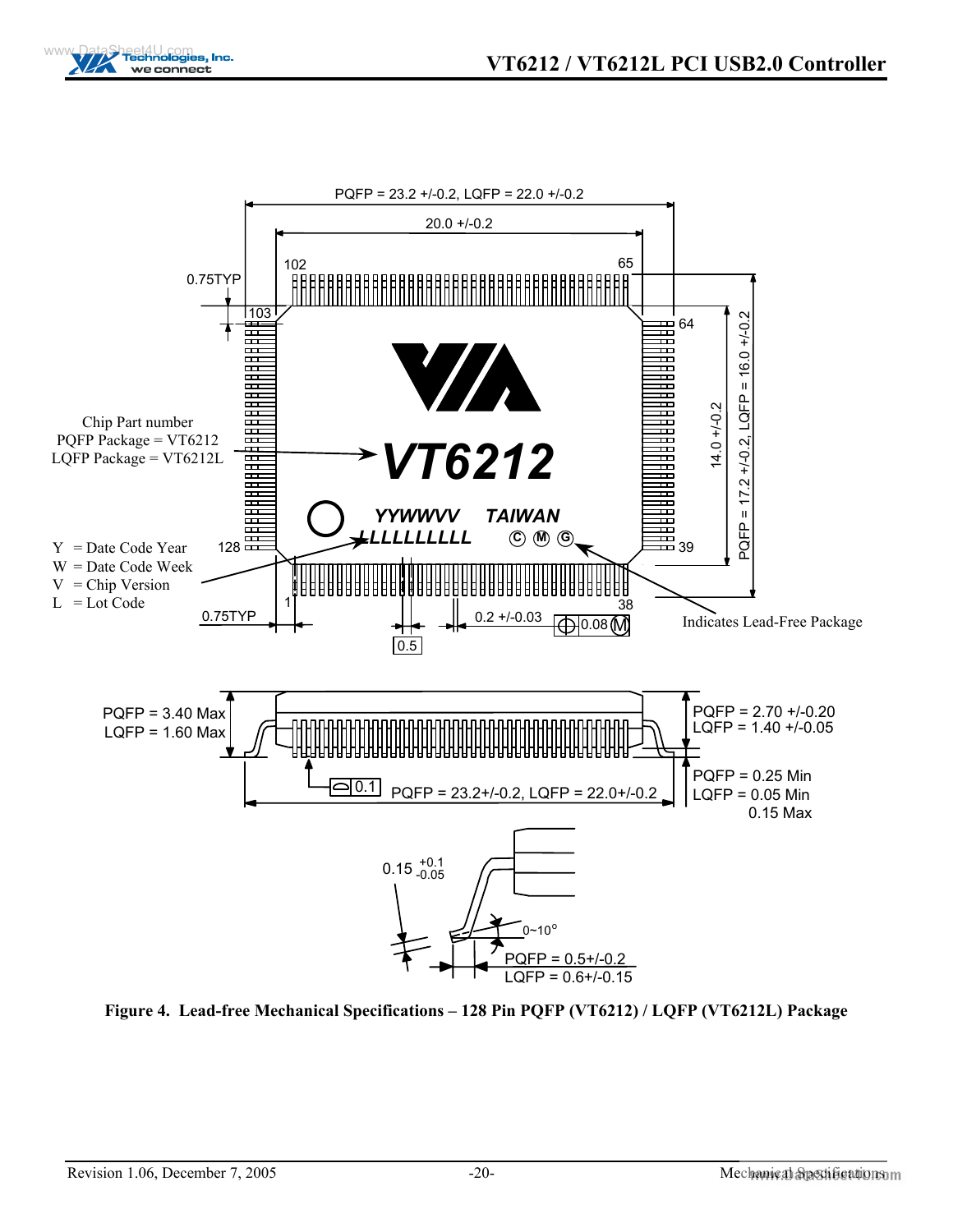PQFP = 23.2 +/-0.2, LQFP = 22.0 +/-0.2

20.0 +/-0.2

102

65

0.75TYP

103

64

Chip Part number
PQFP Package = VT6212
LQFP Package = VT6212L

VT6212

YYWWVV TAIWAN

LLLLLLLLLL

Ⓒ Ⓜ Ⓖ

14.0 +/-0.2

PQFP = 17.2 +/-0.2, LQFP = 16.0 +/-0.2

Y = Date Code Year
W = Date Code Week
V = Chip Version
L = Lot Code

128

39

1

38

0.75TYP

0.2 +/-0.03

0.08 Ⓜ

0.5

Indicates Lead-Free Package

PQFP = 3.40 Max
LQFP = 1.60 Max

PQFP = 2.70 +/-0.20
LQFP = 1.40 +/-0.05

0.1

PQFP = 23.2+/-0.2, LQFP = 22.0+/-0.2

PQFP = 0.25 Min
LQFP = 0.05 Min
0.15 Max

$0.15^{+0.1}_{-0.05}$

0~10°

PQFP = 0.5+/-0.2
LQFP = 0.6+/-0.15

**Figure 4. Lead-free Mechanical Specifications – 128 Pin PQFP (VT6212) / LQFP (VT6212L) Package**